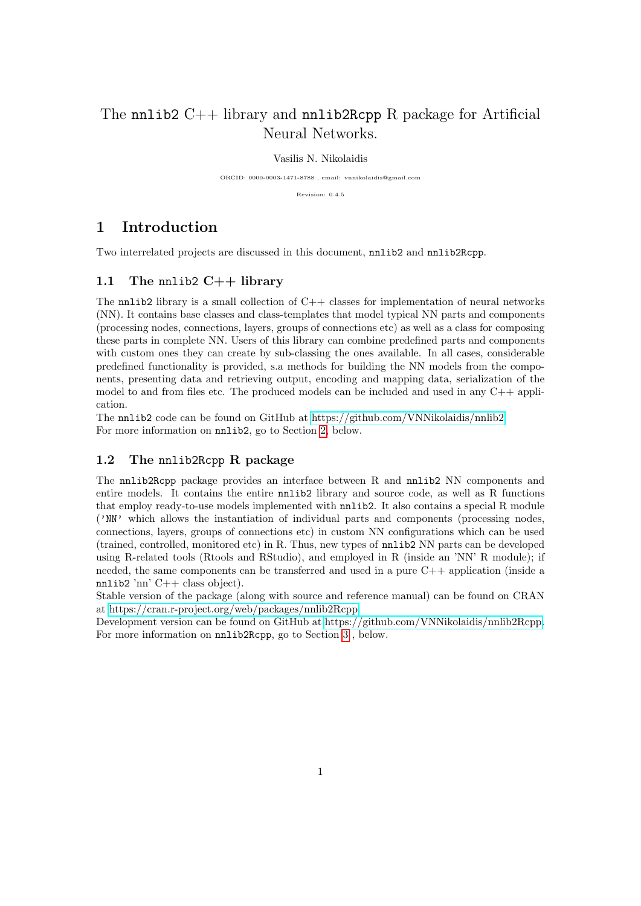# The `nnlib2` C++ library and `nnlib2Rcpp` R package for Artificial Neural Networks.

Vasilis N. Nikolaidis

ORCID: 0000-0003-1471-8788 , email: vnnikolaidis@gmail.com

Revision: 0.4.5

## 1 Introduction

Two interrelated projects are discussed in this document, `nnlib2` and `nnlib2Rcpp`.

### 1.1 The `nnlib2` C++ library

The `nnlib2` library is a small collection of C++ classes for implementation of neural networks (NN). It contains base classes and class-templates that model typical NN parts and components (processing nodes, connections, layers, groups of connections etc) as well as a class for composing these parts in complete NN. Users of this library can combine predefined parts and components with custom ones they can create by sub-classing the ones available. In all cases, considerable predefined functionality is provided, s.a methods for building the NN models from the components, presenting data and retrieving output, encoding and mapping data, serialization of the model to and from files etc. The produced models can be included and used in any C++ application.

The `nnlib2` code can be found on GitHub at https://github.com/VNNikolaidis/nnlib2
For more information on `nnlib2`, go to Section 2, below.

### 1.2 The `nnlib2Rcpp` R package

The `nnlib2Rcpp` package provides an interface between R and `nnlib2` NN components and entire models. It contains the entire `nnlib2` library and source code, as well as R functions that employ ready-to-use models implemented with `nnlib2`. It also contains a special R module (`'NN'` which allows the instantiation of individual parts and components (processing nodes, connections, layers, groups of connections etc) in custom NN configurations which can be used (trained, controlled, monitored etc) in R. Thus, new types of `nnlib2` NN parts can be developed using R-related tools (Rtools and RStudio), and employed in R (inside an 'NN' R module); if needed, the same components can be transferred and used in a pure C++ application (inside a `nnlib2` 'nn' C++ class object).

Stable version of the package (along with source and reference manual) can be found on CRAN at https://cran.r-project.org/web/packages/nnlib2Rcpp
Development version can be found on GitHub at https://github.com/VNNikolaidis/nnlib2Rcpp.
For more information on `nnlib2Rcpp`, go to Section 3 , below.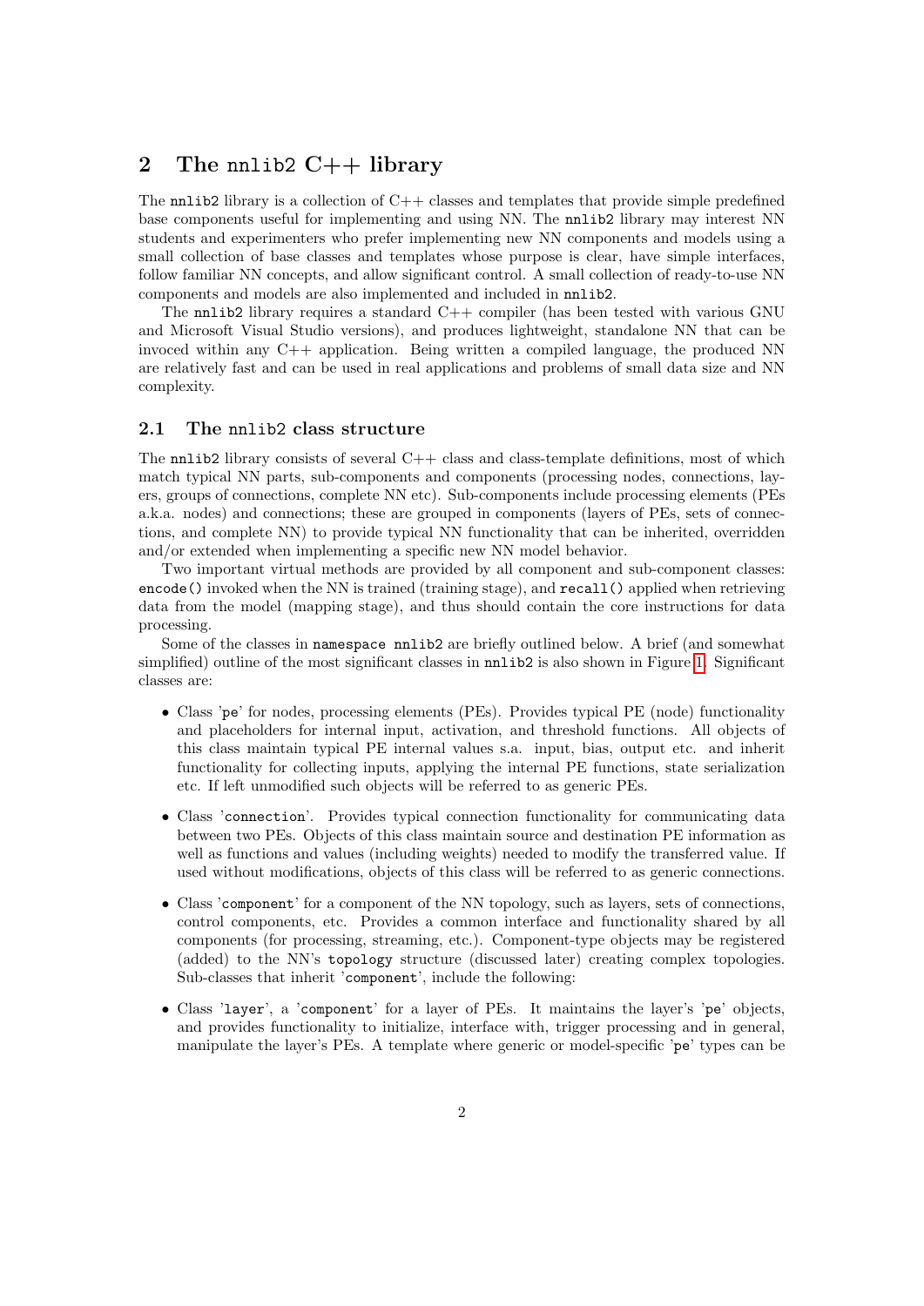## 2 The nnlib2 C++ library

The nnlib2 library is a collection of C++ classes and templates that provide simple predefined base components useful for implementing and using NN. The nnlib2 library may interest NN students and experimenters who prefer implementing new NN components and models using a small collection of base classes and templates whose purpose is clear, have simple interfaces, follow familiar NN concepts, and allow significant control. A small collection of ready-to-use NN components and models are also implemented and included in nnlib2.

The nnlib2 library requires a standard C++ compiler (has been tested with various GNU and Microsoft Visual Studio versions), and produces lightweight, standalone NN that can be invoced within any C++ application. Being written a compiled language, the produced NN are relatively fast and can be used in real applications and problems of small data size and NN complexity.

### 2.1 The nnlib2 class structure

The nnlib2 library consists of several C++ class and class-template definitions, most of which match typical NN parts, sub-components and components (processing nodes, connections, layers, groups of connections, complete NN etc). Sub-components include processing elements (PEs a.k.a. nodes) and connections; these are grouped in components (layers of PEs, sets of connections, and complete NN) to provide typical NN functionality that can be inherited, overridden and/or extended when implementing a specific new NN model behavior.

Two important virtual methods are provided by all component and sub-component classes: `encode()` invoked when the NN is trained (training stage), and `recall()` applied when retrieving data from the model (mapping stage), and thus should contain the core instructions for data processing.

Some of the classes in `namespace nnlib2` are briefly outlined below. A brief (and somewhat simplified) outline of the most significant classes in nnlib2 is also shown in Figure 1. Significant classes are:

- Class 'pe' for nodes, processing elements (PEs). Provides typical PE (node) functionality and placeholders for internal input, activation, and threshold functions. All objects of this class maintain typical PE internal values s.a. input, bias, output etc. and inherit functionality for collecting inputs, applying the internal PE functions, state serialization etc. If left unmodified such objects will be referred to as generic PEs.
- Class 'connection'. Provides typical connection functionality for communicating data between two PEs. Objects of this class maintain source and destination PE information as well as functions and values (including weights) needed to modify the transferred value. If used without modifications, objects of this class will be referred to as generic connections.
- Class 'component' for a component of the NN topology, such as layers, sets of connections, control components, etc. Provides a common interface and functionality shared by all components (for processing, streaming, etc.). Component-type objects may be registered (added) to the NN's `topology` structure (discussed later) creating complex topologies. Sub-classes that inherit 'component', include the following:
- Class 'layer', a 'component' for a layer of PEs. It maintains the layer's 'pe' objects, and provides functionality to initialize, interface with, trigger processing and in general, manipulate the layer's PEs. A template where generic or model-specific 'pe' types can be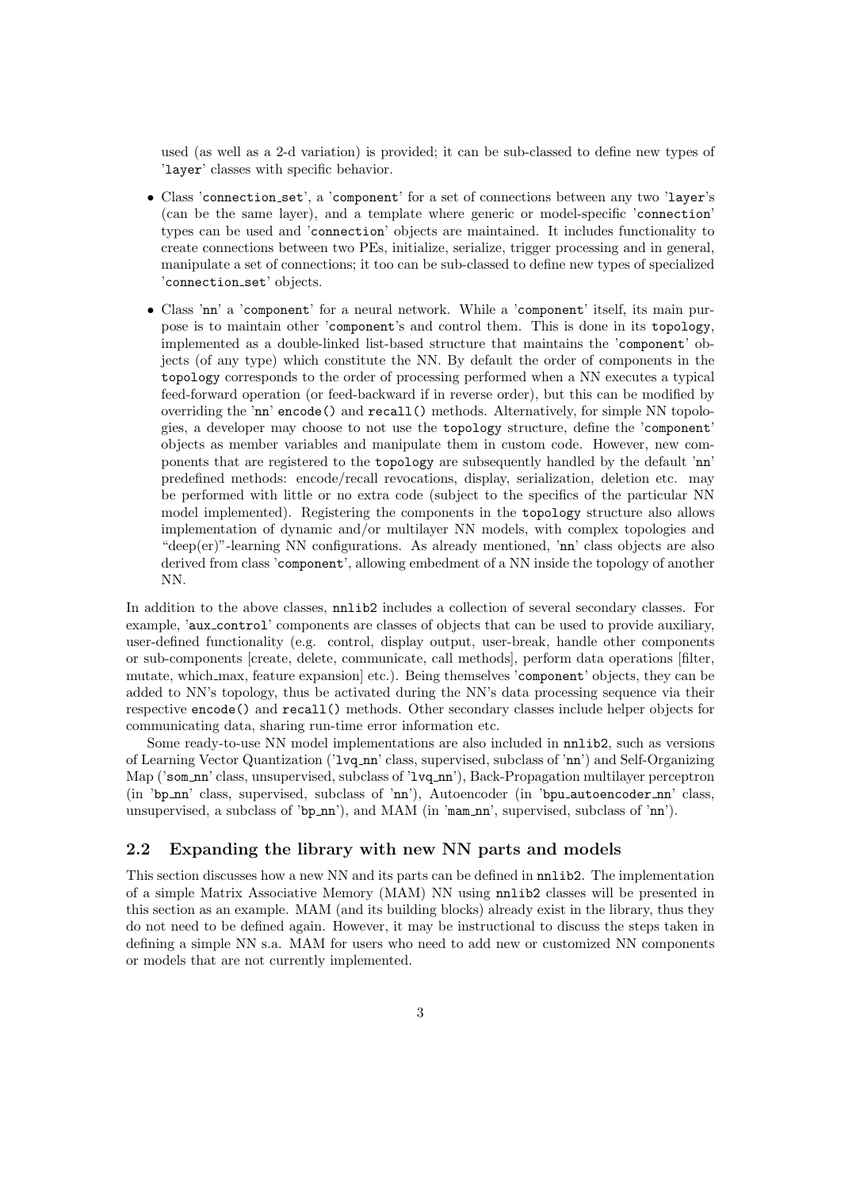used (as well as a 2-d variation) is provided; it can be sub-classed to define new types of 'layer' classes with specific behavior.

- Class 'connection_set', a 'component' for a set of connections between any two 'layer's (can be the same layer), and a template where generic or model-specific 'connection' types can be used and 'connection' objects are maintained. It includes functionality to create connections between two PEs, initialize, serialize, trigger processing and in general, manipulate a set of connections; it too can be sub-classed to define new types of specialized 'connection_set' objects.

- Class 'nn' a 'component' for a neural network. While a 'component' itself, its main purpose is to maintain other 'component's and control them. This is done in its topology, implemented as a double-linked list-based structure that maintains the 'component' objects (of any type) which constitute the NN. By default the order of components in the topology corresponds to the order of processing performed when a NN executes a typical feed-forward operation (or feed-backward if in reverse order), but this can be modified by overriding the 'nn' encode() and recall() methods. Alternatively, for simple NN topologies, a developer may choose to not use the topology structure, define the 'component' objects as member variables and manipulate them in custom code. However, new components that are registered to the topology are subsequently handled by the default 'nn' predefined methods: encode/recall revocations, display, serialization, deletion etc. may be performed with little or no extra code (subject to the specifics of the particular NN model implemented). Registering the components in the topology structure also allows implementation of dynamic and/or multilayer NN models, with complex topologies and "deep(er)"-learning NN configurations. As already mentioned, 'nn' class objects are also derived from class 'component', allowing embedment of a NN inside the topology of another NN.

In addition to the above classes, nnlib2 includes a collection of several secondary classes. For example, 'aux_control' components are classes of objects that can be used to provide auxiliary, user-defined functionality (e.g. control, display output, user-break, handle other components or sub-components [create, delete, communicate, call methods], perform data operations [filter, mutate, which_max, feature expansion] etc.). Being themselves 'component' objects, they can be added to NN's topology, thus be activated during the NN's data processing sequence via their respective encode() and recall() methods. Other secondary classes include helper objects for communicating data, sharing run-time error information etc.

Some ready-to-use NN model implementations are also included in nnlib2, such as versions of Learning Vector Quantization ('lvq_nn' class, supervised, subclass of 'nn') and Self-Organizing Map ('som_nn' class, unsupervised, subclass of 'lvq_nn'), Back-Propagation multilayer perceptron (in 'bp_nn' class, supervised, subclass of 'nn'), Autoencoder (in 'bpu_autoencoder_nn' class, unsupervised, a subclass of 'bp_nn'), and MAM (in 'mam_nn', supervised, subclass of 'nn').

## 2.2 Expanding the library with new NN parts and models

This section discusses how a new NN and its parts can be defined in nnlib2. The implementation of a simple Matrix Associative Memory (MAM) NN using nnlib2 classes will be presented in this section as an example. MAM (and its building blocks) already exist in the library, thus they do not need to be defined again. However, it may be instructional to discuss the steps taken in defining a simple NN s.a. MAM for users who need to add new or customized NN components or models that are not currently implemented.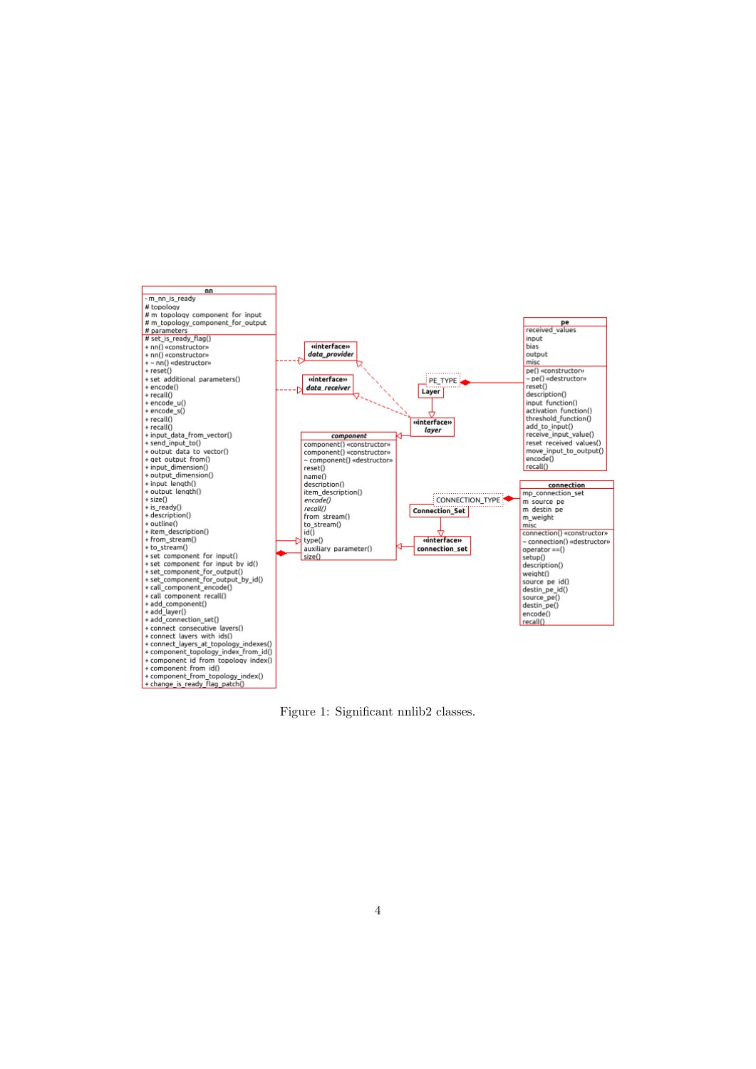Figure 1: Significant nnlib2 classes.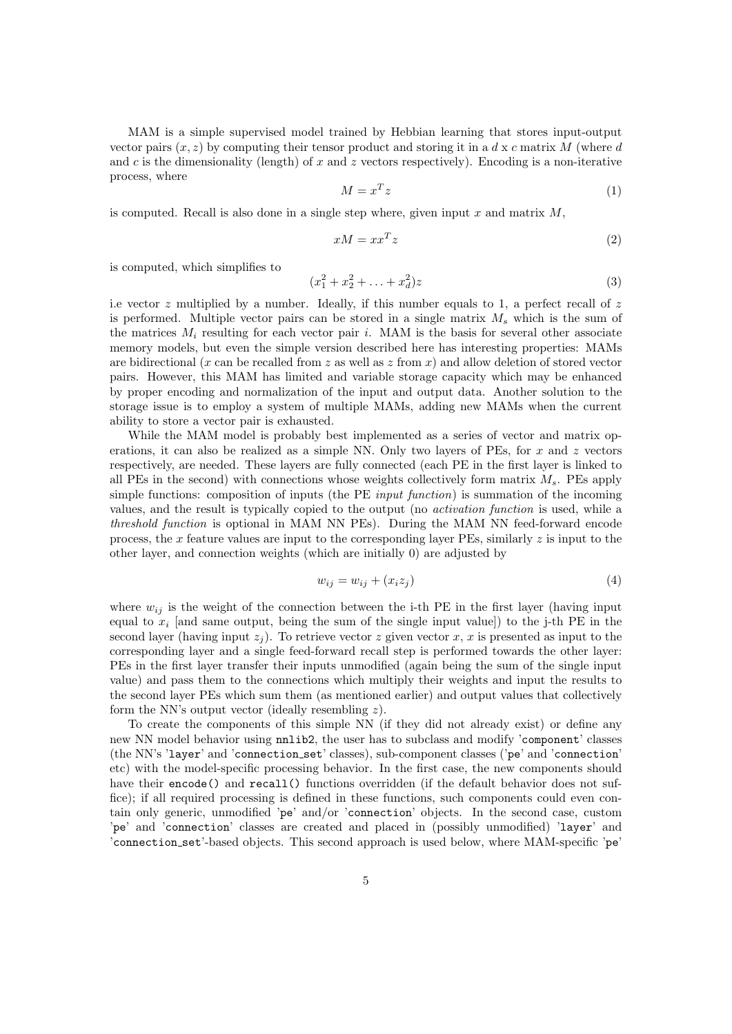MAM is a simple supervised model trained by Hebbian learning that stores input-output vector pairs $(x, z)$ by computing their tensor product and storing it in a $d$ x $c$ matrix $M$ (where $d$ and $c$ is the dimensionality (length) of $x$ and $z$ vectors respectively). Encoding is a non-iterative process, where

$$M = x^T z \tag{1}$$

is computed. Recall is also done in a single step where, given input $x$ and matrix $M$,

$$xM = xx^T z \tag{2}$$

is computed, which simplifies to

$$(x_1^2 + x_2^2 + \ldots + x_d^2)z \tag{3}$$

i.e vector $z$ multiplied by a number. Ideally, if this number equals to 1, a perfect recall of $z$ is performed. Multiple vector pairs can be stored in a single matrix $M_s$ which is the sum of the matrices $M_i$ resulting for each vector pair $i$. MAM is the basis for several other associate memory models, but even the simple version described here has interesting properties: MAMs are bidirectional ($x$ can be recalled from $z$ as well as $z$ from $x$) and allow deletion of stored vector pairs. However, this MAM has limited and variable storage capacity which may be enhanced by proper encoding and normalization of the input and output data. Another solution to the storage issue is to employ a system of multiple MAMs, adding new MAMs when the current ability to store a vector pair is exhausted.

While the MAM model is probably best implemented as a series of vector and matrix operations, it can also be realized as a simple NN. Only two layers of PEs, for $x$ and $z$ vectors respectively, are needed. These layers are fully connected (each PE in the first layer is linked to all PEs in the second) with connections whose weights collectively form matrix $M_s$. PEs apply simple functions: composition of inputs (the PE *input function*) is summation of the incoming values, and the result is typically copied to the output (no *activation function* is used, while a *threshold function* is optional in MAM NN PEs). During the MAM NN feed-forward encode process, the $x$ feature values are input to the corresponding layer PEs, similarly $z$ is input to the other layer, and connection weights (which are initially 0) are adjusted by

$$w_{ij} = w_{ij} + (x_i z_j) \tag{4}$$

where $w_{ij}$ is the weight of the connection between the i-th PE in the first layer (having input equal to $x_i$ [and same output, being the sum of the single input value]) to the j-th PE in the second layer (having input $z_j$). To retrieve vector $z$ given vector $x$, $x$ is presented as input to the corresponding layer and a single feed-forward recall step is performed towards the other layer: PEs in the first layer transfer their inputs unmodified (again being the sum of the single input value) and pass them to the connections which multiply their weights and input the results to the second layer PEs which sum them (as mentioned earlier) and output values that collectively form the NN's output vector (ideally resembling $z$).

To create the components of this simple NN (if they did not already exist) or define any new NN model behavior using `nnlib2`, the user has to subclass and modify '`component`' classes (the NN's '`layer`' and '`connection_set`' classes), sub-component classes ('`pe`' and '`connection`' etc) with the model-specific processing behavior. In the first case, the new components should have their `encode()` and `recall()` functions overridden (if the default behavior does not suffice); if all required processing is defined in these functions, such components could even contain only generic, unmodified '`pe`' and/or '`connection`' objects. In the second case, custom '`pe`' and '`connection`' classes are created and placed in (possibly unmodified) '`layer`' and '`connection_set`'-based objects. This second approach is used below, where MAM-specific '`pe`'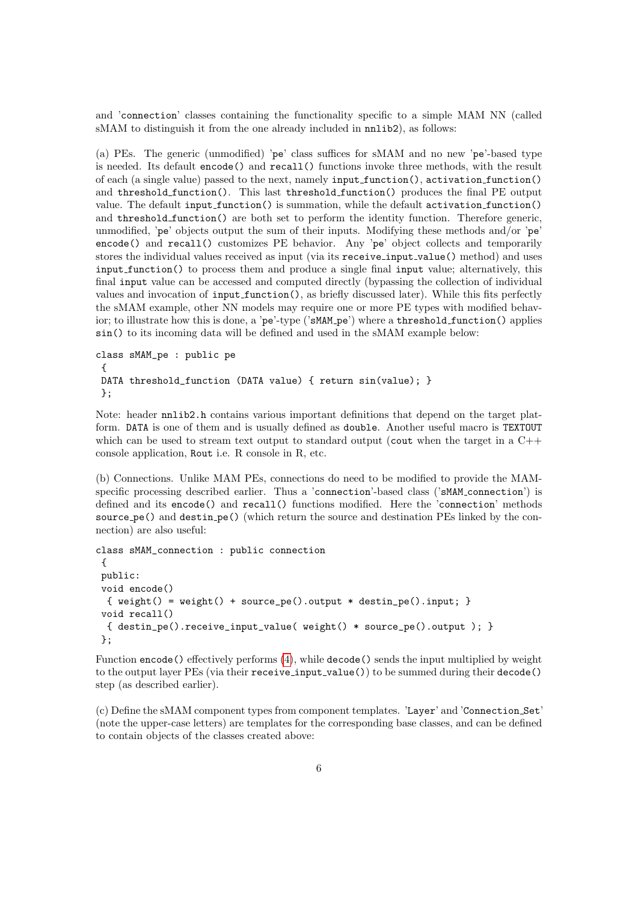and 'connection' classes containing the functionality specific to a simple MAM NN (called sMAM to distinguish it from the one already included in nnlib2), as follows:

(a) PEs. The generic (unmodified) 'pe' class suffices for sMAM and no new 'pe'-based type is needed. Its default encode() and recall() functions invoke three methods, with the result of each (a single value) passed to the next, namely input_function(), activation_function() and threshold_function(). This last threshold_function() produces the final PE output value. The default input_function() is summation, while the default activation_function() and threshold_function() are both set to perform the identity function. Therefore generic, unmodified, 'pe' objects output the sum of their inputs. Modifying these methods and/or 'pe' encode() and recall() customizes PE behavior. Any 'pe' object collects and temporarily stores the individual values received as input (via its receive_input_value() method) and uses input_function() to process them and produce a single final input value; alternatively, this final input value can be accessed and computed directly (bypassing the collection of individual values and invocation of input_function(), as briefly discussed later). While this fits perfectly the sMAM example, other NN models may require one or more PE types with modified behavior; to illustrate how this is done, a 'pe'-type ('sMAM_pe') where a threshold_function() applies sin() to its incoming data will be defined and used in the sMAM example below:

```
class sMAM_pe : public pe
 {
 DATA threshold_function (DATA value) { return sin(value); }
 };
```

Note: header nnlib2.h contains various important definitions that depend on the target platform. DATA is one of them and is usually defined as double. Another useful macro is TEXTOUT which can be used to stream text output to standard output (cout when the target in a C++ console application, Rout i.e. R console in R, etc.

(b) Connections. Unlike MAM PEs, connections do need to be modified to provide the MAM-specific processing described earlier. Thus a 'connection'-based class ('sMAM_connection') is defined and its encode() and recall() functions modified. Here the 'connection' methods source_pe() and destin_pe() (which return the source and destination PEs linked by the connection) are also useful:

```
class sMAM_connection : public connection
 {
 public:
 void encode()
  { weight() = weight() + source_pe().output * destin_pe().input; }
 void recall()
  { destin_pe().receive_input_value( weight() * source_pe().output ); }
 };
```

Function encode() effectively performs (4), while decode() sends the input multiplied by weight to the output layer PEs (via their receive_input_value()) to be summed during their decode() step (as described earlier).

(c) Define the sMAM component types from component templates. 'Layer' and 'Connection_Set' (note the upper-case letters) are templates for the corresponding base classes, and can be defined to contain objects of the classes created above: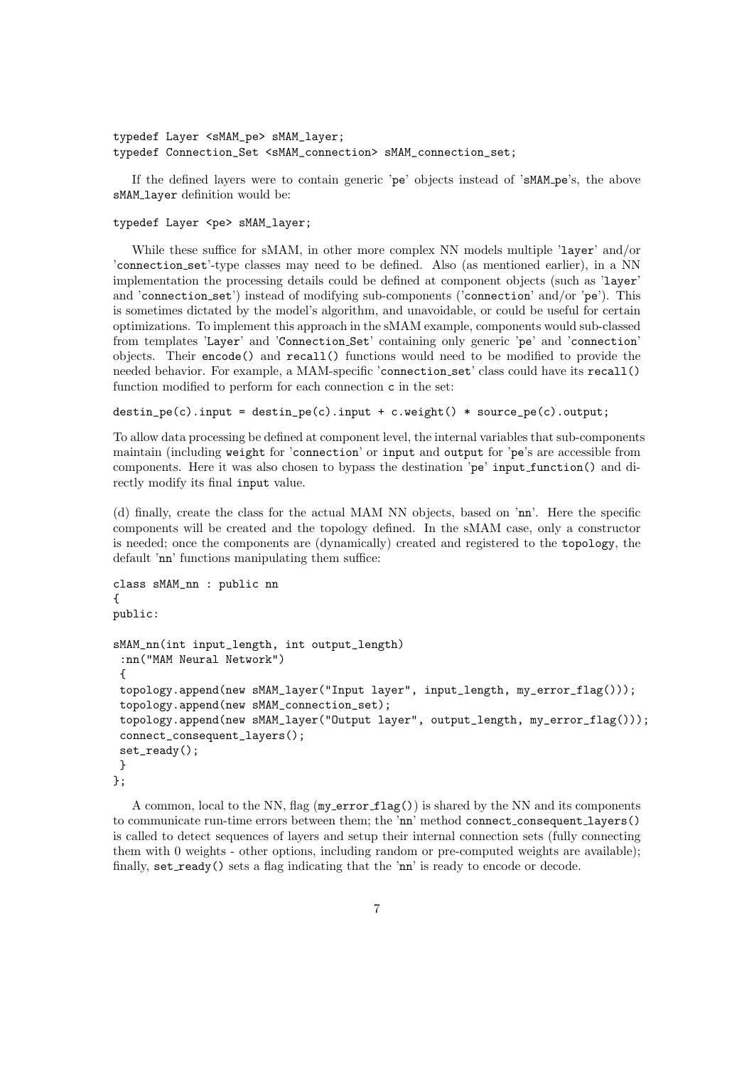```
typedef Layer <sMAM_pe> sMAM_layer;
typedef Connection_Set <sMAM_connection> sMAM_connection_set;
```

If the defined layers were to contain generic 'pe' objects instead of 'sMAM_pe's, the above sMAM_layer definition would be:

```
typedef Layer <pe> sMAM_layer;
```

While these suffice for sMAM, in other more complex NN models multiple 'layer' and/or 'connection_set'-type classes may need to be defined. Also (as mentioned earlier), in a NN implementation the processing details could be defined at component objects (such as 'layer' and 'connection_set') instead of modifying sub-components ('connection' and/or 'pe'). This is sometimes dictated by the model's algorithm, and unavoidable, or could be useful for certain optimizations. To implement this approach in the sMAM example, components would sub-classed from templates 'Layer' and 'Connection_Set' containing only generic 'pe' and 'connection' objects. Their encode() and recall() functions would need to be modified to provide the needed behavior. For example, a MAM-specific 'connection_set' class could have its recall() function modified to perform for each connection c in the set:

```
destin_pe(c).input = destin_pe(c).input + c.weight() * source_pe(c).output;
```

To allow data processing be defined at component level, the internal variables that sub-components maintain (including weight for 'connection' or input and output for 'pe's are accessible from components. Here it was also chosen to bypass the destination 'pe' input_function() and directly modify its final input value.

(d) finally, create the class for the actual MAM NN objects, based on 'nn'. Here the specific components will be created and the topology defined. In the sMAM case, only a constructor is needed; once the components are (dynamically) created and registered to the topology, the default 'nn' functions manipulating them suffice:

```
class sMAM_nn : public nn
{
public:

sMAM_nn(int input_length, int output_length)
 :nn("MAM Neural Network")
 {
 topology.append(new sMAM_layer("Input layer", input_length, my_error_flag()));
 topology.append(new sMAM_connection_set);
 topology.append(new sMAM_layer("Output layer", output_length, my_error_flag()));
 connect_consequent_layers();
 set_ready();
 }
};
```

A common, local to the NN, flag (my_error_flag()) is shared by the NN and its components to communicate run-time errors between them; the 'nn' method connect_consequent_layers() is called to detect sequences of layers and setup their internal connection sets (fully connecting them with 0 weights - other options, including random or pre-computed weights are available); finally, set_ready() sets a flag indicating that the 'nn' is ready to encode or decode.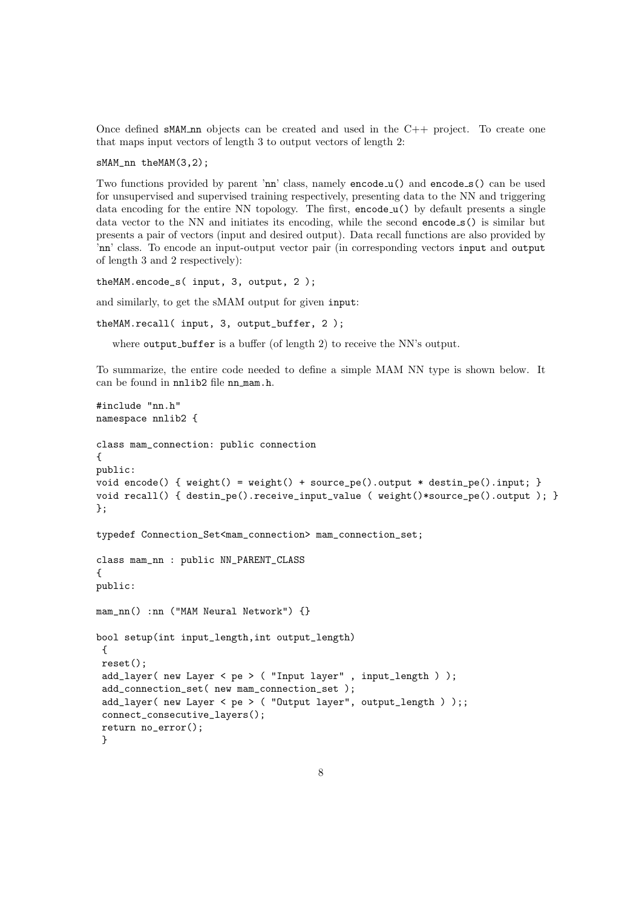Once defined `sMAM_nn` objects can be created and used in the C++ project. To create one that maps input vectors of length 3 to output vectors of length 2:

```
sMAM_nn theMAM(3,2);
```

Two functions provided by parent 'nn' class, namely `encode_u()` and `encode_s()` can be used for unsupervised and supervised training respectively, presenting data to the NN and triggering data encoding for the entire NN topology. The first, `encode_u()` by default presents a single data vector to the NN and initiates its encoding, while the second `encode_s()` is similar but presents a pair of vectors (input and desired output). Data recall functions are also provided by 'nn' class. To encode an input-output vector pair (in corresponding vectors `input` and `output` of length 3 and 2 respectively):

```
theMAM.encode_s( input, 3, output, 2 );
```

and similarly, to get the sMAM output for given `input`:

```
theMAM.recall( input, 3, output_buffer, 2 );
```

where `output_buffer` is a buffer (of length 2) to receive the NN's output.

To summarize, the entire code needed to define a simple MAM NN type is shown below. It can be found in nnlib2 file `nn_mam.h`.

```
#include "nn.h"
namespace nnlib2 {

class mam_connection: public connection
{
public:
void encode() { weight() = weight() + source_pe().output * destin_pe().input; }
void recall() { destin_pe().receive_input_value ( weight()*source_pe().output ); }
};

typedef Connection_Set<mam_connection> mam_connection_set;

class mam_nn : public NN_PARENT_CLASS
{
public:

mam_nn() :nn ("MAM Neural Network") {}

bool setup(int input_length,int output_length)
 {
 reset();
 add_layer( new Layer < pe > ( "Input layer" , input_length ) );
 add_connection_set( new mam_connection_set );
 add_layer( new Layer < pe > ( "Output layer", output_length ) );;
 connect_consecutive_layers();
 return no_error();
 }
```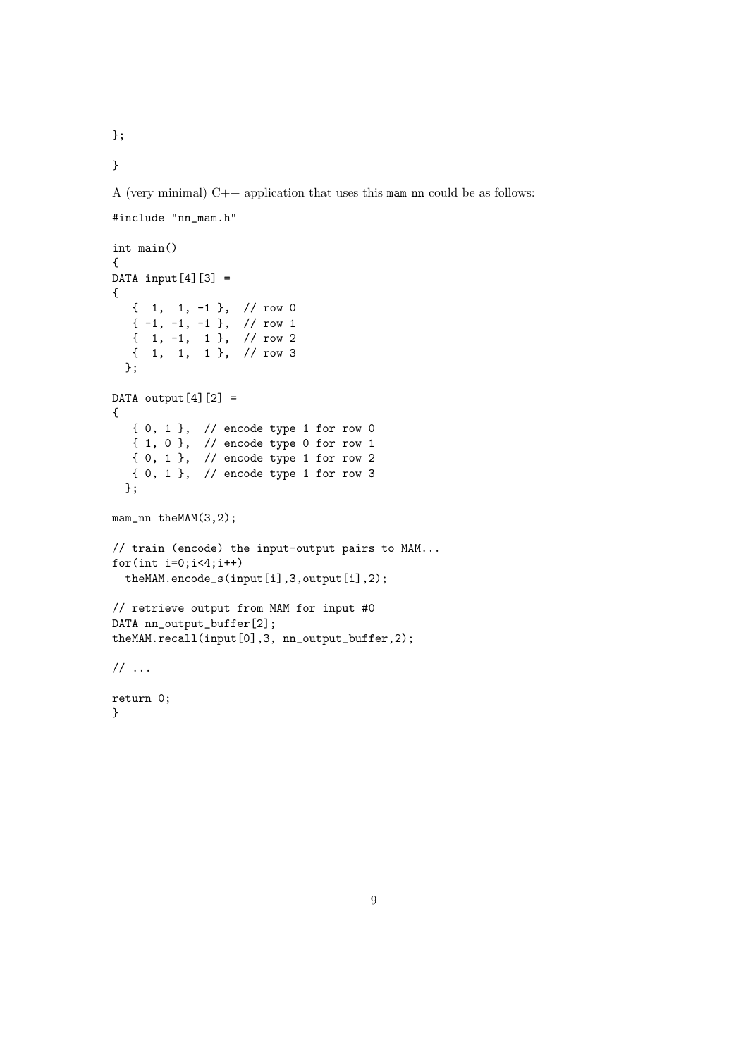```
};

}
```

A (very minimal) C++ application that uses this mam_nn could be as follows:

```
#include "nn_mam.h"

int main()
{
DATA input[4][3] =
{
   {  1,  1, -1 },  // row 0
   { -1, -1, -1 },  // row 1
   {  1, -1,  1 },  // row 2
   {  1,  1,  1 },  // row 3
  };

DATA output[4][2] =
{
   { 0, 1 },  // encode type 1 for row 0
   { 1, 0 },  // encode type 0 for row 1
   { 0, 1 },  // encode type 1 for row 2
   { 0, 1 },  // encode type 1 for row 3
  };

mam_nn theMAM(3,2);

// train (encode) the input-output pairs to MAM...
for(int i=0;i<4;i++)
  theMAM.encode_s(input[i],3,output[i],2);

// retrieve output from MAM for input #0
DATA nn_output_buffer[2];
theMAM.recall(input[0],3, nn_output_buffer,2);

// ...

return 0;
}
```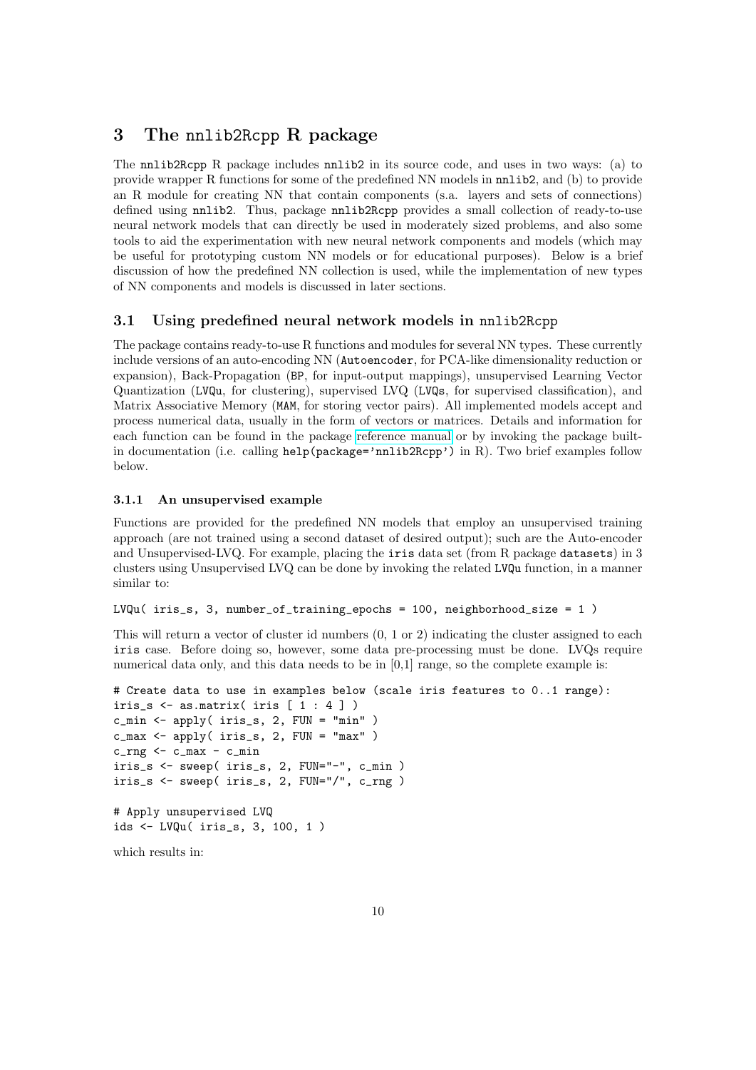## 3 The nnlib2Rcpp R package

The nnlib2Rcpp R package includes nnlib2 in its source code, and uses in two ways: (a) to provide wrapper R functions for some of the predefined NN models in nnlib2, and (b) to provide an R module for creating NN that contain components (s.a. layers and sets of connections) defined using nnlib2. Thus, package nnlib2Rcpp provides a small collection of ready-to-use neural network models that can directly be used in moderately sized problems, and also some tools to aid the experimentation with new neural network components and models (which may be useful for prototyping custom NN models or for educational purposes). Below is a brief discussion of how the predefined NN collection is used, while the implementation of new types of NN components and models is discussed in later sections.

### 3.1 Using predefined neural network models in nnlib2Rcpp

The package contains ready-to-use R functions and modules for several NN types. These currently include versions of an auto-encoding NN (Autoencoder, for PCA-like dimensionality reduction or expansion), Back-Propagation (BP, for input-output mappings), unsupervised Learning Vector Quantization (LVQu, for clustering), supervised LVQ (LVQs, for supervised classification), and Matrix Associative Memory (MAM, for storing vector pairs). All implemented models accept and process numerical data, usually in the form of vectors or matrices. Details and information for each function can be found in the package reference manual or by invoking the package built-in documentation (i.e. calling help(package='nnlib2Rcpp') in R). Two brief examples follow below.

#### 3.1.1 An unsupervised example

Functions are provided for the predefined NN models that employ an unsupervised training approach (are not trained using a second dataset of desired output); such are the Auto-encoder and Unsupervised-LVQ. For example, placing the iris data set (from R package datasets) in 3 clusters using Unsupervised LVQ can be done by invoking the related LVQu function, in a manner similar to:

```
LVQu( iris_s, 3, number_of_training_epochs = 100, neighborhood_size = 1 )
```

This will return a vector of cluster id numbers (0, 1 or 2) indicating the cluster assigned to each iris case. Before doing so, however, some data pre-processing must be done. LVQs require numerical data only, and this data needs to be in [0,1] range, so the complete example is:

```
# Create data to use in examples below (scale iris features to 0..1 range):
iris_s <- as.matrix( iris [ 1 : 4 ] )
c_min <- apply( iris_s, 2, FUN = "min" )
c_max <- apply( iris_s, 2, FUN = "max" )
c_rng <- c_max - c_min
iris_s <- sweep( iris_s, 2, FUN="-", c_min )
iris_s <- sweep( iris_s, 2, FUN="/", c_rng )

# Apply unsupervised LVQ
ids <- LVQu( iris_s, 3, 100, 1 )
```

which results in: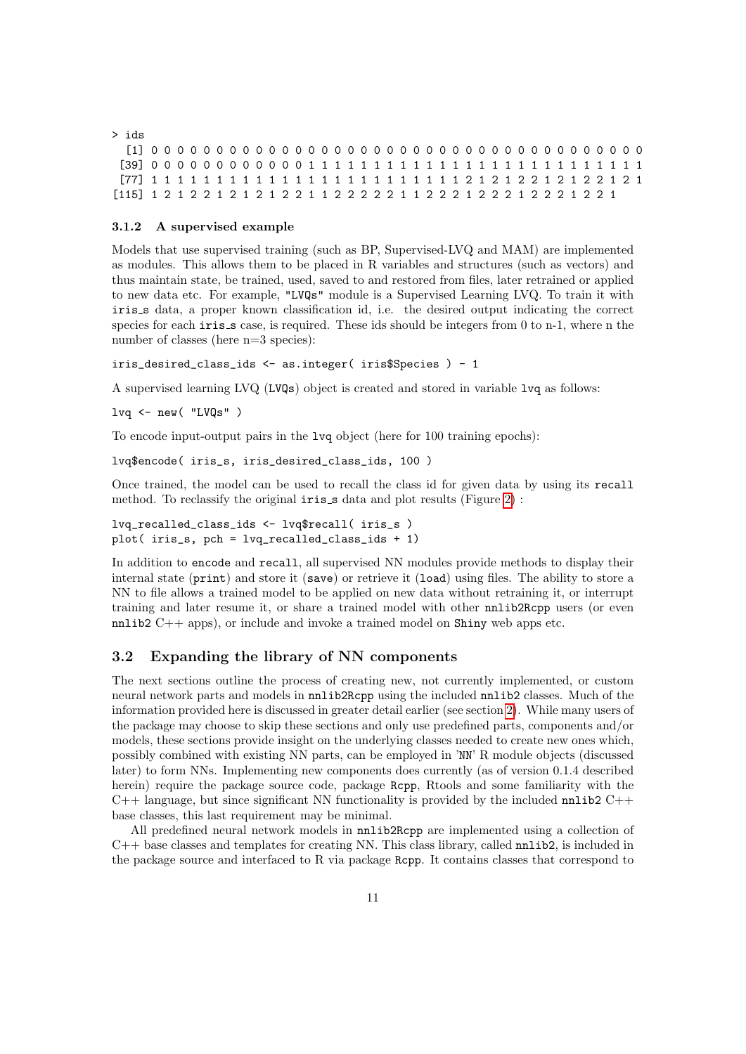```
> ids
  [1] 0 0 0 0 0 0 0 0 0 0 0 0 0 0 0 0 0 0 0 0 0 0 0 0 0 0 0 0 0 0 0 0 0 0 0 0 0 0
 [39] 0 0 0 0 0 0 0 0 0 0 0 0 1 1 1 1 1 1 1 1 1 1 1 1 1 1 1 1 1 1 1 1 1 1 1 1 1 1
 [77] 1 1 1 1 1 1 1 1 1 1 1 1 1 1 1 1 1 1 1 1 1 1 1 1 1 2 1 2 1 2 2 1 2 1 2 2 1 2 1
[115] 1 2 1 2 2 1 2 1 2 1 2 2 1 1 2 2 2 2 2 1 1 2 2 2 1 2 2 2 1 2 2 2 1 2 2 1
```

#### 3.1.2 A supervised example

Models that use supervised training (such as BP, Supervised-LVQ and MAM) are implemented as modules. This allows them to be placed in R variables and structures (such as vectors) and thus maintain state, be trained, used, saved to and restored from files, later retrained or applied to new data etc. For example, "LVQs" module is a Supervised Learning LVQ. To train it with iris_s data, a proper known classification id, i.e. the desired output indicating the correct species for each iris_s case, is required. These ids should be integers from 0 to n-1, where n the number of classes (here n=3 species):

```
iris_desired_class_ids <- as.integer( iris$Species ) - 1
```

A supervised learning LVQ (LVQs) object is created and stored in variable lvq as follows:

```
lvq <- new( "LVQs" )
```

To encode input-output pairs in the lvq object (here for 100 training epochs):

```
lvq$encode( iris_s, iris_desired_class_ids, 100 )
```

Once trained, the model can be used to recall the class id for given data by using its recall method. To reclassify the original iris_s data and plot results (Figure 2) :

```
lvq_recalled_class_ids <- lvq$recall( iris_s )
plot( iris_s, pch = lvq_recalled_class_ids + 1)
```

In addition to encode and recall, all supervised NN modules provide methods to display their internal state (print) and store it (save) or retrieve it (load) using files. The ability to store a NN to file allows a trained model to be applied on new data without retraining it, or interrupt training and later resume it, or share a trained model with other nnlib2Rcpp users (or even nnlib2 C++ apps), or include and invoke a trained model on Shiny web apps etc.

### 3.2 Expanding the library of NN components

The next sections outline the process of creating new, not currently implemented, or custom neural network parts and models in nnlib2Rcpp using the included nnlib2 classes. Much of the information provided here is discussed in greater detail earlier (see section 2). While many users of the package may choose to skip these sections and only use predefined parts, components and/or models, these sections provide insight on the underlying classes needed to create new ones which, possibly combined with existing NN parts, can be employed in 'NN' R module objects (discussed later) to form NNs. Implementing new components does currently (as of version 0.1.4 described herein) require the package source code, package Rcpp, Rtools and some familiarity with the C++ language, but since significant NN functionality is provided by the included nnlib2 C++ base classes, this last requirement may be minimal.

All predefined neural network models in nnlib2Rcpp are implemented using a collection of C++ base classes and templates for creating NN. This class library, called nnlib2, is included in the package source and interfaced to R via package Rcpp. It contains classes that correspond to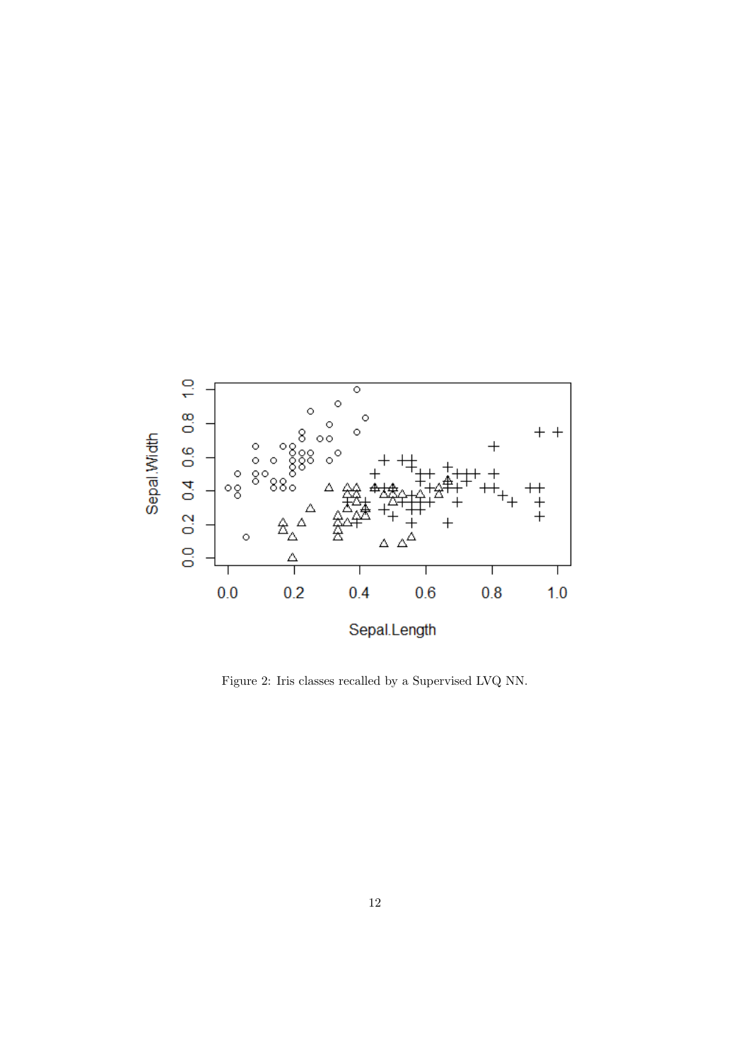Figure 2: Iris classes recalled by a Supervised LVQ NN.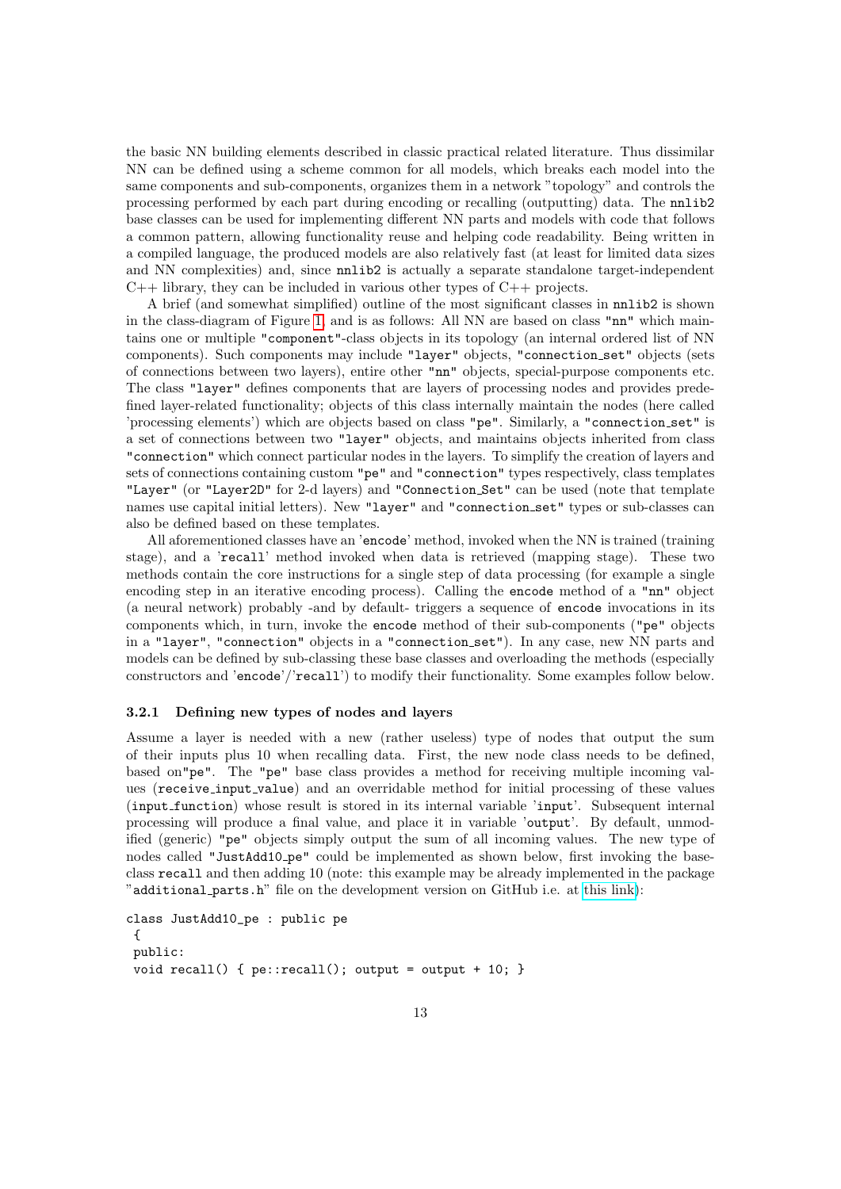the basic NN building elements described in classic practical related literature. Thus dissimilar NN can be defined using a scheme common for all models, which breaks each model into the same components and sub-components, organizes them in a network "topology" and controls the processing performed by each part during encoding or recalling (outputting) data. The `nnlib2` base classes can be used for implementing different NN parts and models with code that follows a common pattern, allowing functionality reuse and helping code readability. Being written in a compiled language, the produced models are also relatively fast (at least for limited data sizes and NN complexities) and, since `nnlib2` is actually a separate standalone target-independent C++ library, they can be included in various other types of C++ projects.

A brief (and somewhat simplified) outline of the most significant classes in `nnlib2` is shown in the class-diagram of Figure 1, and is as follows: All NN are based on class `"nn"` which maintains one or multiple `"component"`-class objects in its topology (an internal ordered list of NN components). Such components may include `"layer"` objects, `"connection_set"` objects (sets of connections between two layers), entire other `"nn"` objects, special-purpose components etc. The class `"layer"` defines components that are layers of processing nodes and provides predefined layer-related functionality; objects of this class internally maintain the nodes (here called 'processing elements') which are objects based on class `"pe"`. Similarly, a `"connection_set"` is a set of connections between two `"layer"` objects, and maintains objects inherited from class `"connection"` which connect particular nodes in the layers. To simplify the creation of layers and sets of connections containing custom `"pe"` and `"connection"` types respectively, class templates `"Layer"` (or `"Layer2D"` for 2-d layers) and `"Connection_Set"` can be used (note that template names use capital initial letters). New `"layer"` and `"connection_set"` types or sub-classes can also be defined based on these templates.

All aforementioned classes have an '`encode`' method, invoked when the NN is trained (training stage), and a '`recall`' method invoked when data is retrieved (mapping stage). These two methods contain the core instructions for a single step of data processing (for example a single encoding step in an iterative encoding process). Calling the `encode` method of a `"nn"` object (a neural network) probably -and by default- triggers a sequence of `encode` invocations in its components which, in turn, invoke the `encode` method of their sub-components (`"pe"` objects in a `"layer"`, `"connection"` objects in a `"connection_set"`). In any case, new NN parts and models can be defined by sub-classing these base classes and overloading the methods (especially constructors and '`encode`'/'`recall`') to modify their functionality. Some examples follow below.

### 3.2.1 Defining new types of nodes and layers

Assume a layer is needed with a new (rather useless) type of nodes that output the sum of their inputs plus 10 when recalling data. First, the new node class needs to be defined, based on`"pe"`. The `"pe"` base class provides a method for receiving multiple incoming values (`receive_input_value`) and an overridable method for initial processing of these values (`input_function`) whose result is stored in its internal variable '`input`'. Subsequent internal processing will produce a final value, and place it in variable '`output`'. By default, unmodified (generic) `"pe"` objects simply output the sum of all incoming values. The new type of nodes called `"JustAdd10_pe"` could be implemented as shown below, first invoking the base-class `recall` and then adding 10 (note: this example may be already implemented in the package "`additional_parts.h`" file on the development version on GitHub i.e. at this link):

```
class JustAdd10_pe : public pe
 {
 public:
 void recall() { pe::recall(); output = output + 10; }
```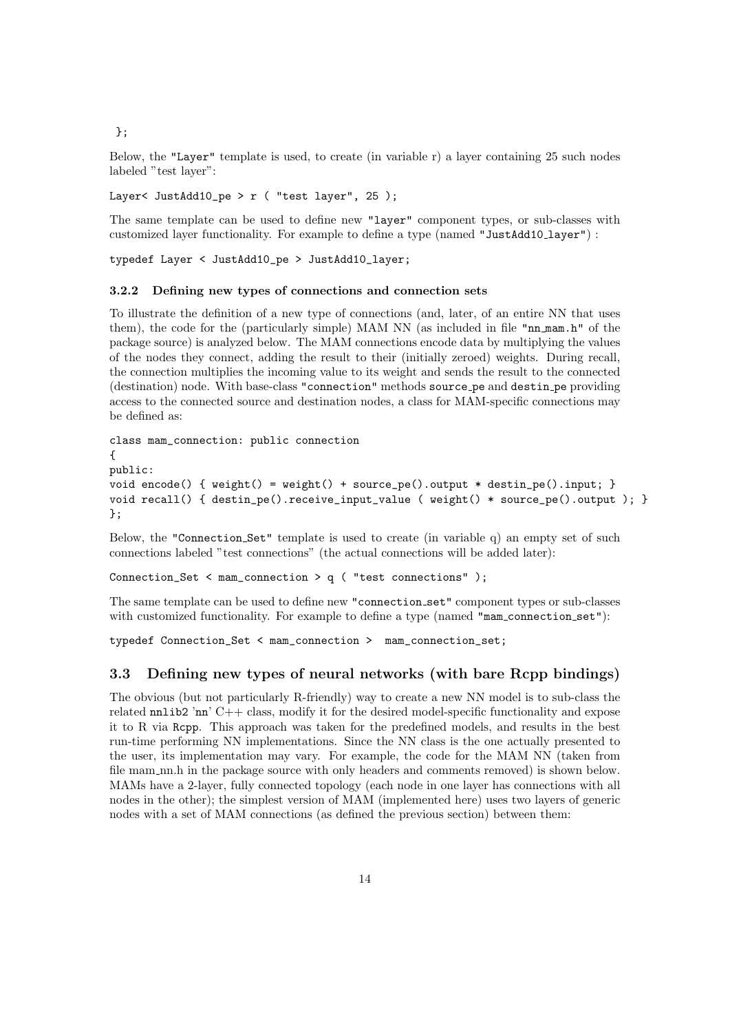```
};
```

Below, the "Layer" template is used, to create (in variable r) a layer containing 25 such nodes labeled "test layer":

```
Layer< JustAdd10_pe > r ( "test layer", 25 );
```

The same template can be used to define new "layer" component types, or sub-classes with customized layer functionality. For example to define a type (named "JustAdd10_layer") :

```
typedef Layer < JustAdd10_pe > JustAdd10_layer;
```

#### 3.2.2 Defining new types of connections and connection sets

To illustrate the definition of a new type of connections (and, later, of an entire NN that uses them), the code for the (particularly simple) MAM NN (as included in file "nn_mam.h" of the package source) is analyzed below. The MAM connections encode data by multiplying the values of the nodes they connect, adding the result to their (initially zeroed) weights. During recall, the connection multiplies the incoming value to its weight and sends the result to the connected (destination) node. With base-class "connection" methods source_pe and destin_pe providing access to the connected source and destination nodes, a class for MAM-specific connections may be defined as:

```
class mam_connection: public connection
{
public:
void encode() { weight() = weight() + source_pe().output * destin_pe().input; }
void recall() { destin_pe().receive_input_value ( weight() * source_pe().output ); }
};
```

Below, the "Connection_Set" template is used to create (in variable q) an empty set of such connections labeled "test connections" (the actual connections will be added later):

```
Connection_Set < mam_connection > q ( "test connections" );
```

The same template can be used to define new "connection_set" component types or sub-classes with customized functionality. For example to define a type (named "mam_connection_set"):

```
typedef Connection_Set < mam_connection >  mam_connection_set;
```

## 3.3 Defining new types of neural networks (with bare Rcpp bindings)

The obvious (but not particularly R-friendly) way to create a new NN model is to sub-class the related nnlib2 'nn' C++ class, modify it for the desired model-specific functionality and expose it to R via Rcpp. This approach was taken for the predefined models, and results in the best run-time performing NN implementations. Since the NN class is the one actually presented to the user, its implementation may vary. For example, the code for the MAM NN (taken from file mam_nn.h in the package source with only headers and comments removed) is shown below. MAMs have a 2-layer, fully connected topology (each node in one layer has connections with all nodes in the other); the simplest version of MAM (implemented here) uses two layers of generic nodes with a set of MAM connections (as defined the previous section) between them: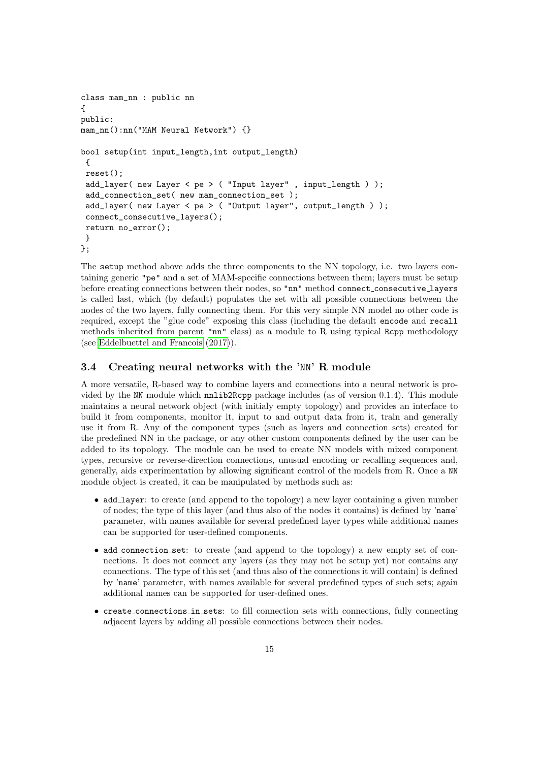```
class mam_nn : public nn
{
public:
mam_nn():nn("MAM Neural Network") {}

bool setup(int input_length,int output_length)
 {
 reset();
 add_layer( new Layer < pe > ( "Input layer" , input_length ) );
 add_connection_set( new mam_connection_set );
 add_layer( new Layer < pe > ( "Output layer", output_length ) );
 connect_consecutive_layers();
 return no_error();
 }
};
```

The `setup` method above adds the three components to the NN topology, i.e. two layers containing generic "pe" and a set of MAM-specific connections between them; layers must be setup before creating connections between their nodes, so "nn" method `connect_consecutive_layers` is called last, which (by default) populates the set with all possible connections between the nodes of the two layers, fully connecting them. For this very simple NN model no other code is required, except the "glue code" exposing this class (including the default `encode` and `recall` methods inherited from parent "nn" class) as a module to R using typical Rcpp methodology (see Eddelbuettel and Francois (2017)).

### 3.4 Creating neural networks with the 'NN' R module

A more versatile, R-based way to combine layers and connections into a neural network is provided by the NN module which nnlib2Rcpp package includes (as of version 0.1.4). This module maintains a neural network object (with initialy empty topology) and provides an interface to build it from components, monitor it, input to and output data from it, train and generally use it from R. Any of the component types (such as layers and connection sets) created for the predefined NN in the package, or any other custom components defined by the user can be added to its topology. The module can be used to create NN models with mixed component types, recursive or reverse-direction connections, unusual encoding or recalling sequences and, generally, aids experimentation by allowing significant control of the models from R. Once a NN module object is created, it can be manipulated by methods such as:

- `add_layer`: to create (and append to the topology) a new layer containing a given number of nodes; the type of this layer (and thus also of the nodes it contains) is defined by 'name' parameter, with names available for several predefined layer types while additional names can be supported for user-defined components.
- `add_connection_set`: to create (and append to the topology) a new empty set of connections. It does not connect any layers (as they may not be setup yet) nor contains any connections. The type of this set (and thus also of the connections it will contain) is defined by 'name' parameter, with names available for several predefined types of such sets; again additional names can be supported for user-defined ones.
- `create_connections_in_sets`: to fill connection sets with connections, fully connecting adjacent layers by adding all possible connections between their nodes.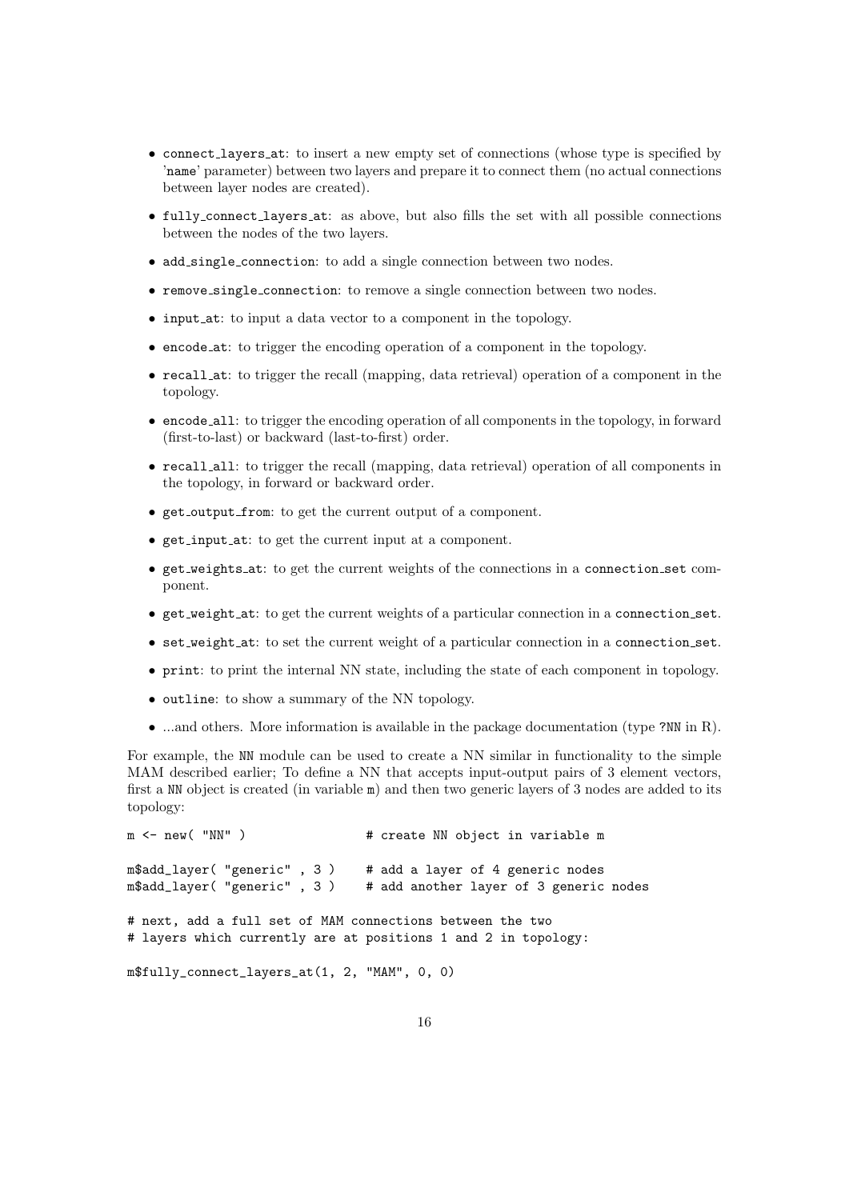- `connect_layers_at`: to insert a new empty set of connections (whose type is specified by 'name' parameter) between two layers and prepare it to connect them (no actual connections between layer nodes are created).
- `fully_connect_layers_at`: as above, but also fills the set with all possible connections between the nodes of the two layers.
- `add_single_connection`: to add a single connection between two nodes.
- `remove_single_connection`: to remove a single connection between two nodes.
- `input_at`: to input a data vector to a component in the topology.
- `encode_at`: to trigger the encoding operation of a component in the topology.
- `recall_at`: to trigger the recall (mapping, data retrieval) operation of a component in the topology.
- `encode_all`: to trigger the encoding operation of all components in the topology, in forward (first-to-last) or backward (last-to-first) order.
- `recall_all`: to trigger the recall (mapping, data retrieval) operation of all components in the topology, in forward or backward order.
- `get_output_from`: to get the current output of a component.
- `get_input_at`: to get the current input at a component.
- `get_weights_at`: to get the current weights of the connections in a `connection_set` component.
- `get_weight_at`: to get the current weights of a particular connection in a `connection_set`.
- `set_weight_at`: to set the current weight of a particular connection in a `connection_set`.
- `print`: to print the internal NN state, including the state of each component in topology.
- `outline`: to show a summary of the NN topology.
- ...and others. More information is available in the package documentation (type `?NN` in R).

For example, the `NN` module can be used to create a NN similar in functionality to the simple MAM described earlier; To define a NN that accepts input-output pairs of 3 element vectors, first a `NN` object is created (in variable `m`) and then two generic layers of 3 nodes are added to its topology:

```
m <- new( "NN" )                # create NN object in variable m

m$add_layer( "generic" , 3 )    # add a layer of 4 generic nodes
m$add_layer( "generic" , 3 )    # add another layer of 3 generic nodes

# next, add a full set of MAM connections between the two
# layers which currently are at positions 1 and 2 in topology:

m$fully_connect_layers_at(1, 2, "MAM", 0, 0)
```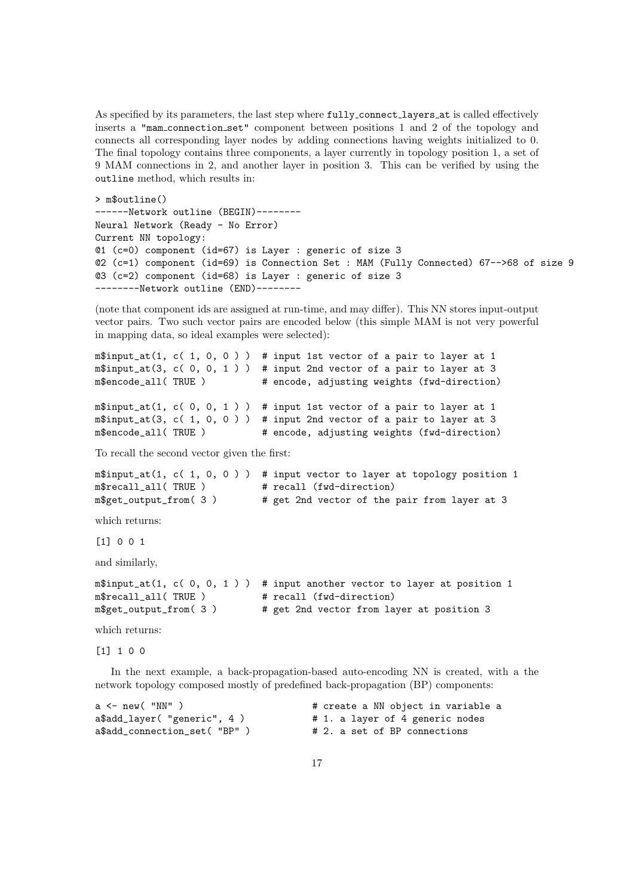As specified by its parameters, the last step where `fully_connect_layers_at` is called effectively inserts a `"mam_connection_set"` component between positions 1 and 2 of the topology and connects all corresponding layer nodes by adding connections having weights initialized to 0. The final topology contains three components, a layer currently in topology position 1, a set of 9 MAM connections in 2, and another layer in position 3. This can be verified by using the `outline` method, which results in:

```
> m$outline()
------Network outline (BEGIN)--------
Neural Network (Ready - No Error)
Current NN topology:
@1 (c=0) component (id=67) is Layer : generic of size 3
@2 (c=1) component (id=69) is Connection Set : MAM (Fully Connected) 67-->68 of size 9
@3 (c=2) component (id=68) is Layer : generic of size 3
--------Network outline (END)--------
```

(note that component ids are assigned at run-time, and may differ). This NN stores input-output vector pairs. Two such vector pairs are encoded below (this simple MAM is not very powerful in mapping data, so ideal examples were selected):

```
m$input_at(1, c( 1, 0, 0 ) )  # input 1st vector of a pair to layer at 1
m$input_at(3, c( 0, 0, 1 ) )  # input 2nd vector of a pair to layer at 3
m$encode_all( TRUE )          # encode, adjusting weights (fwd-direction)

m$input_at(1, c( 0, 0, 1 ) )  # input 1st vector of a pair to layer at 1
m$input_at(3, c( 1, 0, 0 ) )  # input 2nd vector of a pair to layer at 3
m$encode_all( TRUE )          # encode, adjusting weights (fwd-direction)
```

To recall the second vector given the first:

```
m$input_at(1, c( 1, 0, 0 ) )  # input vector to layer at topology position 1
m$recall_all( TRUE )          # recall (fwd-direction)
m$get_output_from( 3 )        # get 2nd vector of the pair from layer at 3
```

which returns:

```
[1] 0 0 1
```

and similarly,

```
m$input_at(1, c( 0, 0, 1 ) )  # input another vector to layer at position 1
m$recall_all( TRUE )          # recall (fwd-direction)
m$get_output_from( 3 )        # get 2nd vector from layer at position 3
```

which returns:

```
[1] 1 0 0
```

In the next example, a back-propagation-based auto-encoding NN is created, with a the network topology composed mostly of predefined back-propagation (BP) components:

```
a <- new( "NN" )                    # create a NN object in variable a
a$add_layer( "generic", 4 )         # 1. a layer of 4 generic nodes
a$add_connection_set( "BP" )        # 2. a set of BP connections
```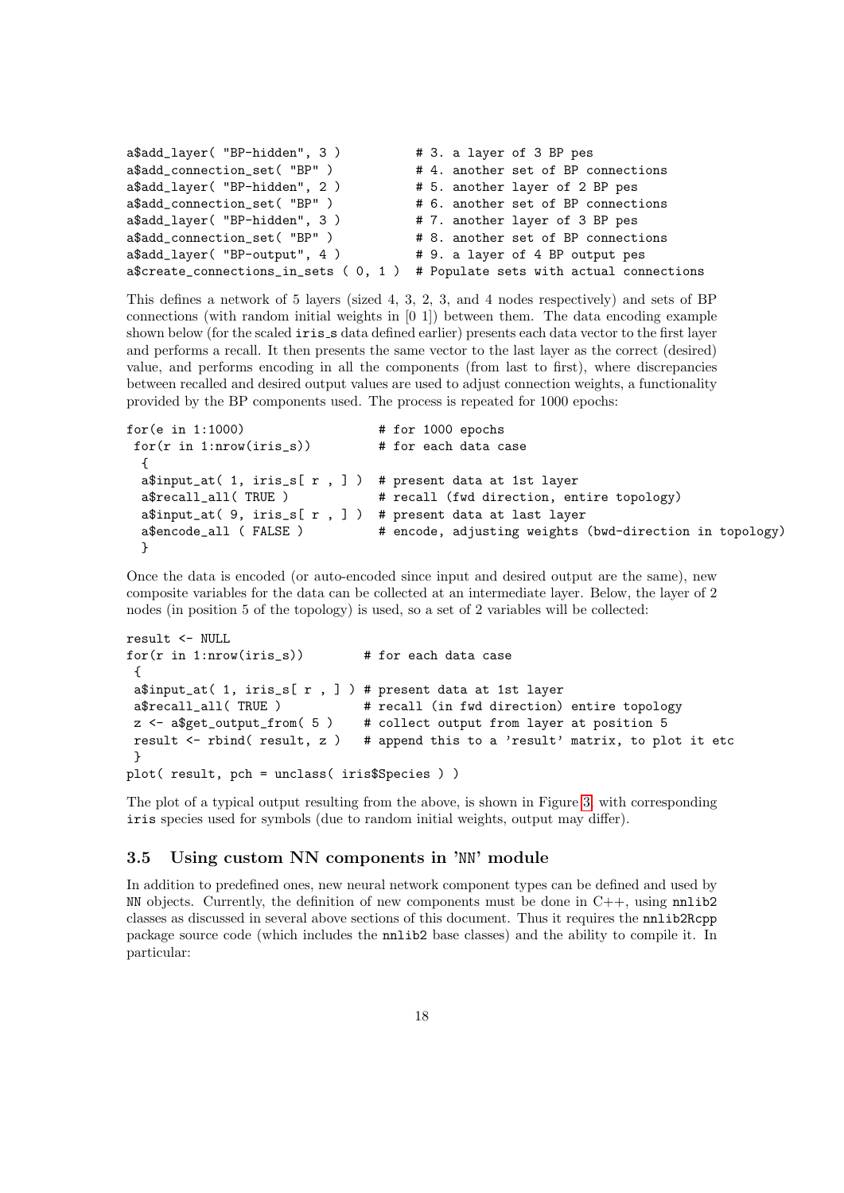```
a$add_layer( "BP-hidden", 3 )          # 3. a layer of 3 BP pes
a$add_connection_set( "BP" )           # 4. another set of BP connections
a$add_layer( "BP-hidden", 2 )          # 5. another layer of 2 BP pes
a$add_connection_set( "BP" )           # 6. another set of BP connections
a$add_layer( "BP-hidden", 3 )          # 7. another layer of 3 BP pes
a$add_connection_set( "BP" )           # 8. another set of BP connections
a$add_layer( "BP-output", 4 )          # 9. a layer of 4 BP output pes
a$create_connections_in_sets ( 0, 1 )  # Populate sets with actual connections
```

This defines a network of 5 layers (sized 4, 3, 2, 3, and 4 nodes respectively) and sets of BP connections (with random initial weights in [0 1]) between them. The data encoding example shown below (for the scaled iris_s data defined earlier) presents each data vector to the first layer and performs a recall. It then presents the same vector to the last layer as the correct (desired) value, and performs encoding in all the components (from last to first), where discrepancies between recalled and desired output values are used to adjust connection weights, a functionality provided by the BP components used. The process is repeated for 1000 epochs:

```
for(e in 1:1000)                   # for 1000 epochs
 for(r in 1:nrow(iris_s))          # for each data case
  {
  a$input_at( 1, iris_s[ r , ] )  # present data at 1st layer
  a$recall_all( TRUE )             # recall (fwd direction, entire topology)
  a$input_at( 9, iris_s[ r , ] )  # present data at last layer
  a$encode_all ( FALSE )           # encode, adjusting weights (bwd-direction in topology)
  }
```

Once the data is encoded (or auto-encoded since input and desired output are the same), new composite variables for the data can be collected at an intermediate layer. Below, the layer of 2 nodes (in position 5 of the topology) is used, so a set of 2 variables will be collected:

```
result <- NULL
for(r in 1:nrow(iris_s))          # for each data case
 {
 a$input_at( 1, iris_s[ r , ] ) # present data at 1st layer
 a$recall_all( TRUE )            # recall (in fwd direction) entire topology
 z <- a$get_output_from( 5 )     # collect output from layer at position 5
 result <- rbind( result, z )    # append this to a 'result' matrix, to plot it etc
 }
plot( result, pch = unclass( iris$Species ) )
```

The plot of a typical output resulting from the above, is shown in Figure 3, with corresponding iris species used for symbols (due to random initial weights, output may differ).

### 3.5 Using custom NN components in 'NN' module

In addition to predefined ones, new neural network component types can be defined and used by NN objects. Currently, the definition of new components must be done in C++, using nnlib2 classes as discussed in several above sections of this document. Thus it requires the nnlib2Rcpp package source code (which includes the nnlib2 base classes) and the ability to compile it. In particular: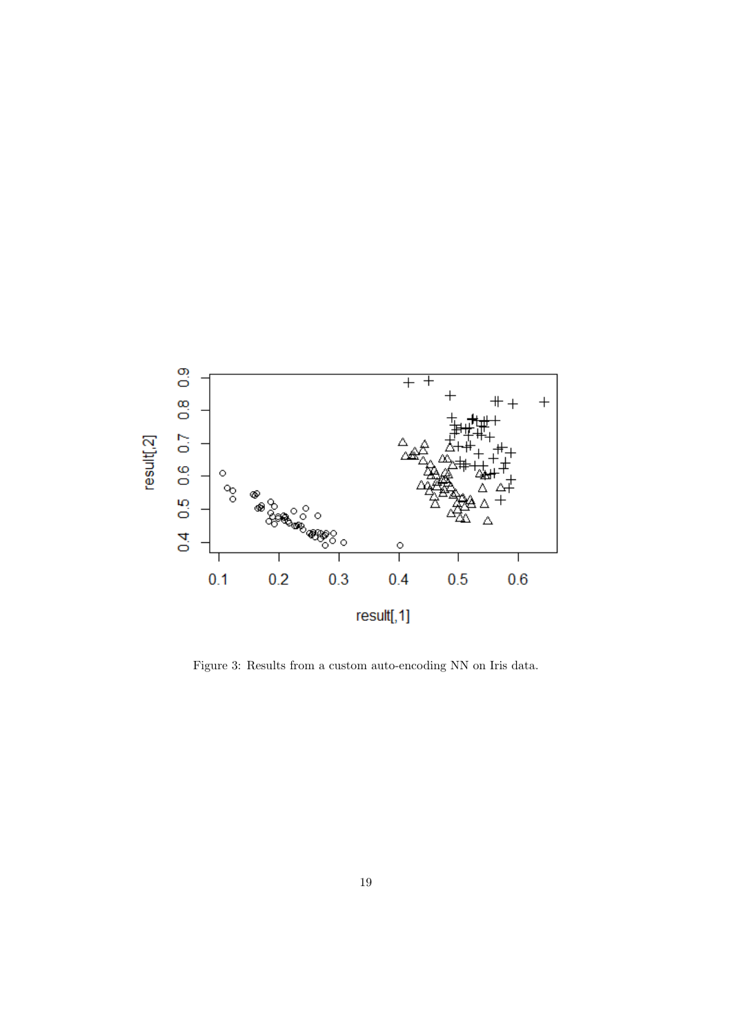Figure 3: Results from a custom auto-encoding NN on Iris data.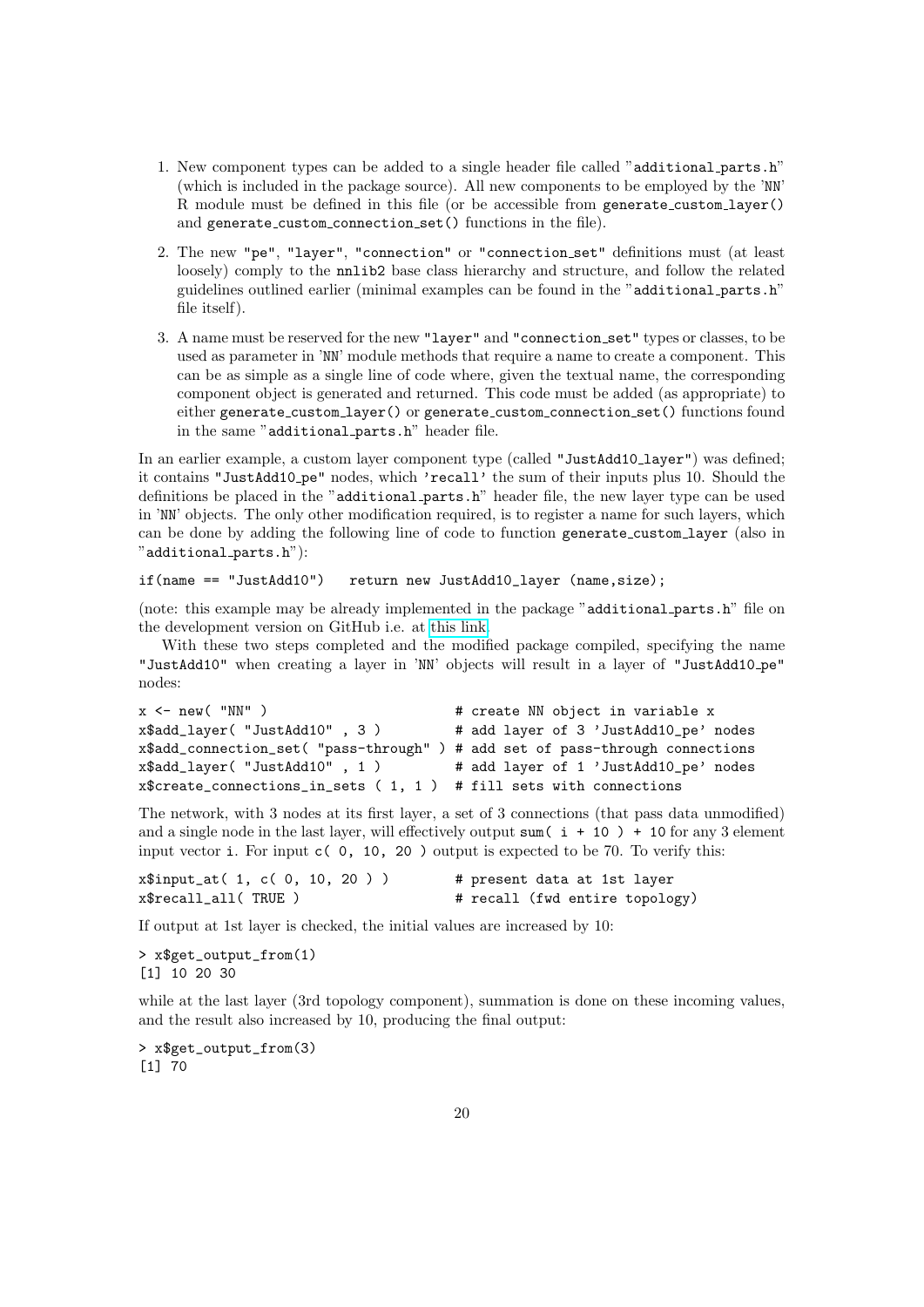1. New component types can be added to a single header file called "additional_parts.h" (which is included in the package source). All new components to be employed by the 'NN' R module must be defined in this file (or be accessible from generate_custom_layer() and generate_custom_connection_set() functions in the file).

2. The new "pe", "layer", "connection" or "connection_set" definitions must (at least loosely) comply to the nnlib2 base class hierarchy and structure, and follow the related guidelines outlined earlier (minimal examples can be found in the "additional_parts.h" file itself).

3. A name must be reserved for the new "layer" and "connection_set" types or classes, to be used as parameter in 'NN' module methods that require a name to create a component. This can be as simple as a single line of code where, given the textual name, the corresponding component object is generated and returned. This code must be added (as appropriate) to either generate_custom_layer() or generate_custom_connection_set() functions found in the same "additional_parts.h" header file.

In an earlier example, a custom layer component type (called "JustAdd10_layer") was defined; it contains "JustAdd10_pe" nodes, which 'recall' the sum of their inputs plus 10. Should the definitions be placed in the "additional_parts.h" header file, the new layer type can be used in 'NN' objects. The only other modification required, is to register a name for such layers, which can be done by adding the following line of code to function generate_custom_layer (also in "additional_parts.h"):

```
if(name == "JustAdd10")   return new JustAdd10_layer (name,size);
```

(note: this example may be already implemented in the package "additional_parts.h" file on the development version on GitHub i.e. at this link.

With these two steps completed and the modified package compiled, specifying the name "JustAdd10" when creating a layer in 'NN' objects will result in a layer of "JustAdd10_pe" nodes:

```
x <- new( "NN" )                        # create NN object in variable x
x$add_layer( "JustAdd10" , 3 )          # add layer of 3 'JustAdd10_pe' nodes
x$add_connection_set( "pass-through" ) # add set of pass-through connections
x$add_layer( "JustAdd10" , 1 )          # add layer of 1 'JustAdd10_pe' nodes
x$create_connections_in_sets ( 1, 1 )  # fill sets with connections
```

The network, with 3 nodes at its first layer, a set of 3 connections (that pass data unmodified) and a single node in the last layer, will effectively output sum( i + 10 ) + 10 for any 3 element input vector i. For input c( 0, 10, 20 ) output is expected to be 70. To verify this:

```
x$input_at( 1, c( 0, 10, 20 ) )        # present data at 1st layer
x$recall_all( TRUE )                   # recall (fwd entire topology)
```

If output at 1st layer is checked, the initial values are increased by 10:

```
> x$get_output_from(1)
[1] 10 20 30
```

while at the last layer (3rd topology component), summation is done on these incoming values, and the result also increased by 10, producing the final output:

```
> x$get_output_from(3)
[1] 70
```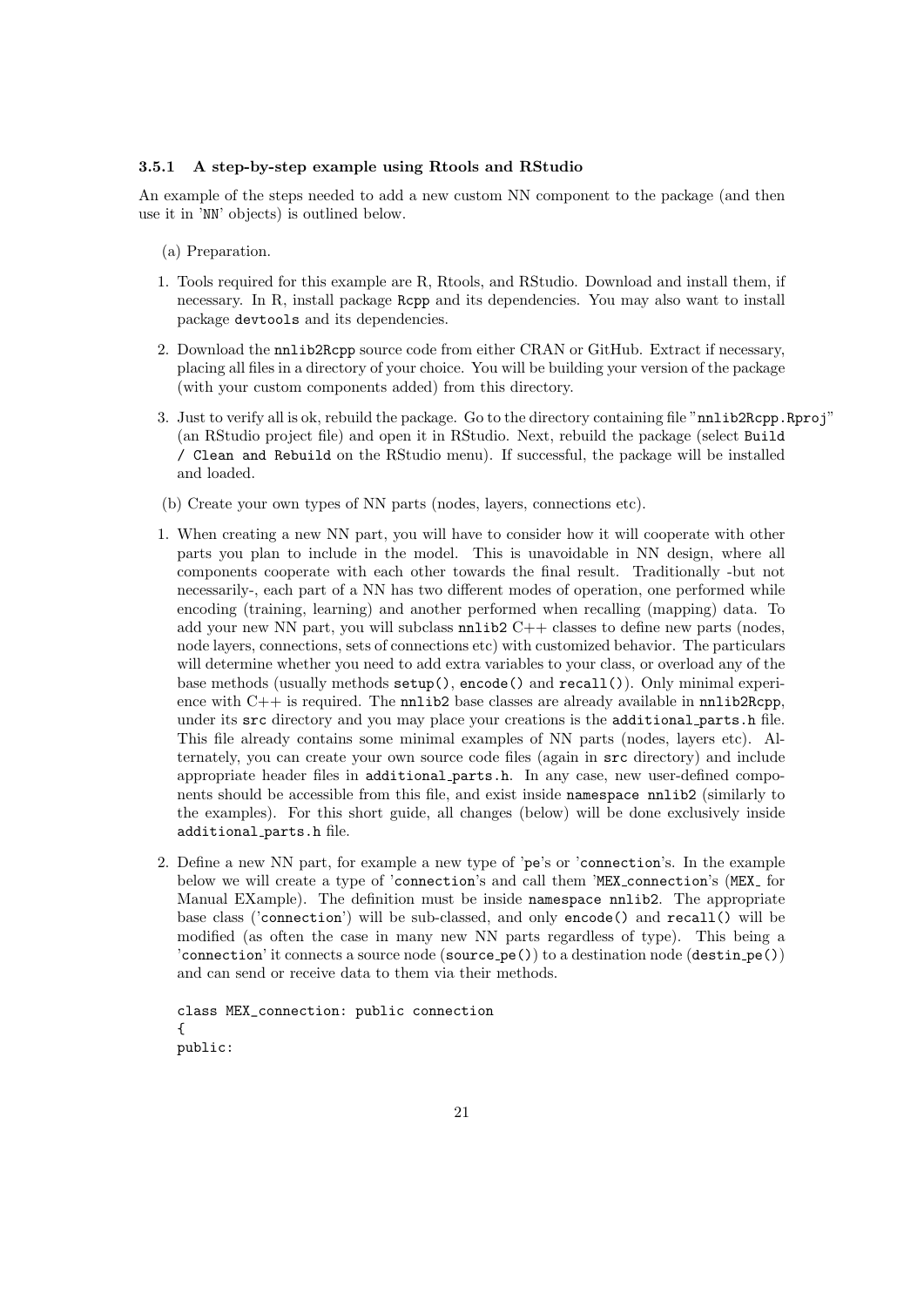### 3.5.1 A step-by-step example using Rtools and RStudio

An example of the steps needed to add a new custom NN component to the package (and then use it in 'NN' objects) is outlined below.

(a) Preparation.

1. Tools required for this example are R, Rtools, and RStudio. Download and install them, if necessary. In R, install package `Rcpp` and its dependencies. You may also want to install package `devtools` and its dependencies.

2. Download the `nnlib2Rcpp` source code from either CRAN or GitHub. Extract if necessary, placing all files in a directory of your choice. You will be building your version of the package (with your custom components added) from this directory.

3. Just to verify all is ok, rebuild the package. Go to the directory containing file "`nnlib2Rcpp.Rproj`" (an RStudio project file) and open it in RStudio. Next, rebuild the package (select `Build / Clean and Rebuild` on the RStudio menu). If successful, the package will be installed and loaded.

(b) Create your own types of NN parts (nodes, layers, connections etc).

1. When creating a new NN part, you will have to consider how it will cooperate with other parts you plan to include in the model. This is unavoidable in NN design, where all components cooperate with each other towards the final result. Traditionally -but not necessarily-, each part of a NN has two different modes of operation, one performed while encoding (training, learning) and another performed when recalling (mapping) data. To add your new NN part, you will subclass `nnlib2` C++ classes to define new parts (nodes, node layers, connections, sets of connections etc) with customized behavior. The particulars will determine whether you need to add extra variables to your class, or overload any of the base methods (usually methods `setup()`, `encode()` and `recall()`). Only minimal experience with C++ is required. The `nnlib2` base classes are already available in `nnlib2Rcpp`, under its `src` directory and you may place your creations is the `additional_parts.h` file. This file already contains some minimal examples of NN parts (nodes, layers etc). Alternately, you can create your own source code files (again in `src` directory) and include appropriate header files in `additional_parts.h`. In any case, new user-defined components should be accessible from this file, and exist inside `namespace nnlib2` (similarly to the examples). For this short guide, all changes (below) will be done exclusively inside `additional_parts.h` file.

2. Define a new NN part, for example a new type of '`pe`'s or '`connection`'s. In the example below we will create a type of '`connection`'s and call them '`MEX_connection`'s (`MEX_` for Manual EXample). The definition must be inside `namespace nnlib2`. The appropriate base class ('`connection`') will be sub-classed, and only `encode()` and `recall()` will be modified (as often the case in many new NN parts regardless of type). This being a '`connection`' it connects a source node (`source_pe()`) to a destination node (`destin_pe()`) and can send or receive data to them via their methods.

```
class MEX_connection: public connection
{
public:
```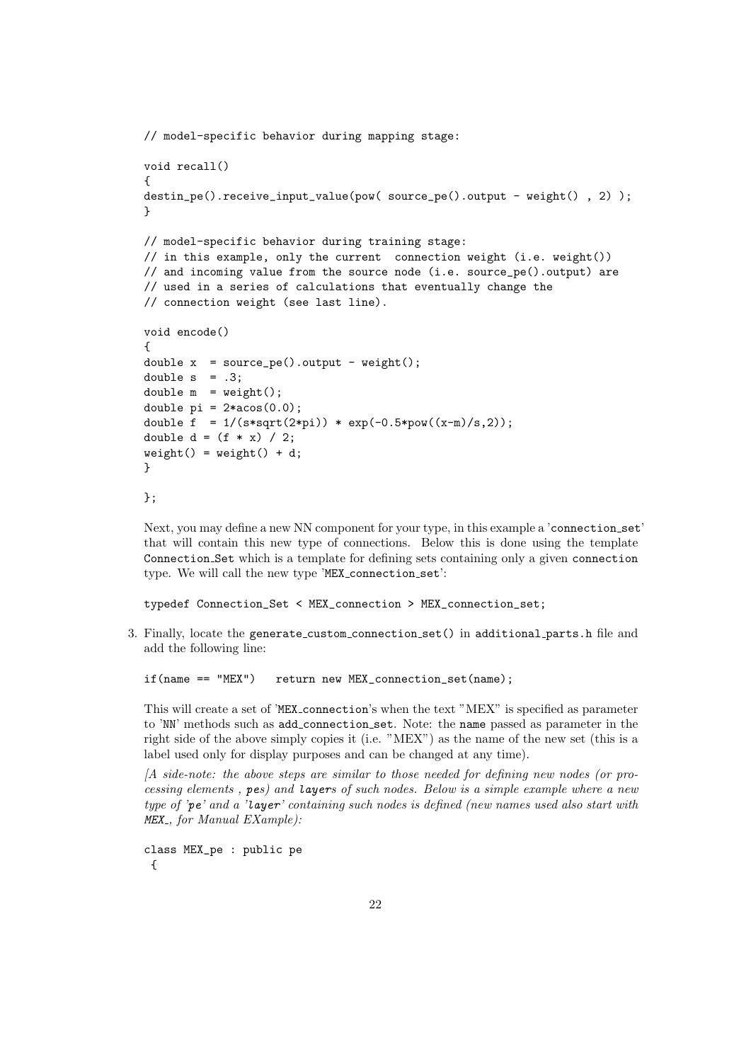```
// model-specific behavior during mapping stage:

void recall()
{
destin_pe().receive_input_value(pow( source_pe().output - weight() , 2) );
}

// model-specific behavior during training stage:
// in this example, only the current  connection weight (i.e. weight())
// and incoming value from the source node (i.e. source_pe().output) are
// used in a series of calculations that eventually change the
// connection weight (see last line).

void encode()
{
double x  = source_pe().output - weight();
double s  = .3;
double m  = weight();
double pi = 2*acos(0.0);
double f  = 1/(s*sqrt(2*pi)) * exp(-0.5*pow((x-m)/s,2));
double d = (f * x) / 2;
weight() = weight() + d;
}

};
```

Next, you may define a new NN component for your type, in this example a 'connection_set' that will contain this new type of connections. Below this is done using the template `Connection_Set` which is a template for defining sets containing only a given `connection` type. We will call the new type 'MEX_connection_set':

```
typedef Connection_Set < MEX_connection > MEX_connection_set;
```

3. Finally, locate the `generate_custom_connection_set()` in `additional_parts.h` file and add the following line:

```
if(name == "MEX")   return new MEX_connection_set(name);
```

This will create a set of 'MEX_connection's when the text "MEX" is specified as parameter to 'NN' methods such as `add_connection_set`. Note: the `name` passed as parameter in the right side of the above simply copies it (i.e. "MEX") as the name of the new set (this is a label used only for display purposes and can be changed at any time).

*[A side-note: the above steps are similar to those needed for defining new nodes (or processing elements , pes) and layers of such nodes. Below is a simple example where a new type of 'pe' and a 'layer' containing such nodes is defined (new names used also start with MEX_, for Manual EXample):*

```
class MEX_pe : public pe
 {
```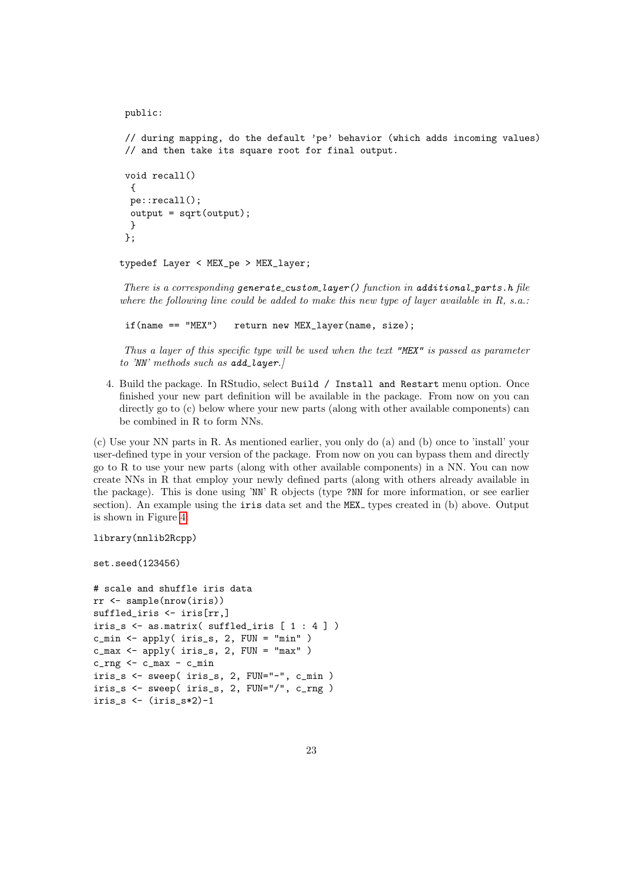```
public:

// during mapping, do the default 'pe' behavior (which adds incoming values)
// and then take its square root for final output.

void recall()
 {
 pe::recall();
 output = sqrt(output);
 }
};

typedef Layer < MEX_pe > MEX_layer;
```

*There is a corresponding `generate_custom_layer()` function in `additional_parts.h` file where the following line could be added to make this new type of layer available in R, s.a.:*

```
if(name == "MEX")   return new MEX_layer(name, size);
```

*Thus a layer of this specific type will be used when the text `"MEX"` is passed as parameter to 'NN' methods such as `add_layer`.]*

4. Build the package. In RStudio, select `Build / Install and Restart` menu option. Once finished your new part definition will be available in the package. From now on you can directly go to (c) below where your new parts (along with other available components) can be combined in R to form NNs.

(c) Use your NN parts in R. As mentioned earlier, you only do (a) and (b) once to 'install' your user-defined type in your version of the package. From now on you can bypass them and directly go to R to use your new parts (along with other available components) in a NN. You can now create NNs in R that employ your newly defined parts (along with others already available in the package). This is done using 'NN' R objects (type `?NN` for more information, or see earlier section). An example using the `iris` data set and the `MEX_` types created in (b) above. Output is shown in Figure 4.

```
library(nnlib2Rcpp)

set.seed(123456)

# scale and shuffle iris data
rr <- sample(nrow(iris))
suffled_iris <- iris[rr,]
iris_s <- as.matrix( suffled_iris [ 1 : 4 ] )
c_min <- apply( iris_s, 2, FUN = "min" )
c_max <- apply( iris_s, 2, FUN = "max" )
c_rng <- c_max - c_min
iris_s <- sweep( iris_s, 2, FUN="-", c_min )
iris_s <- sweep( iris_s, 2, FUN="/", c_rng )
iris_s <- (iris_s*2)-1
```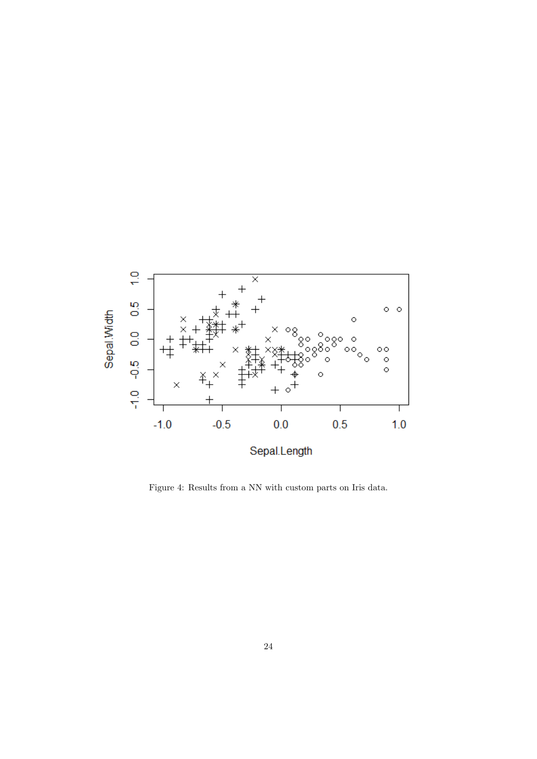Figure 4: Results from a NN with custom parts on Iris data.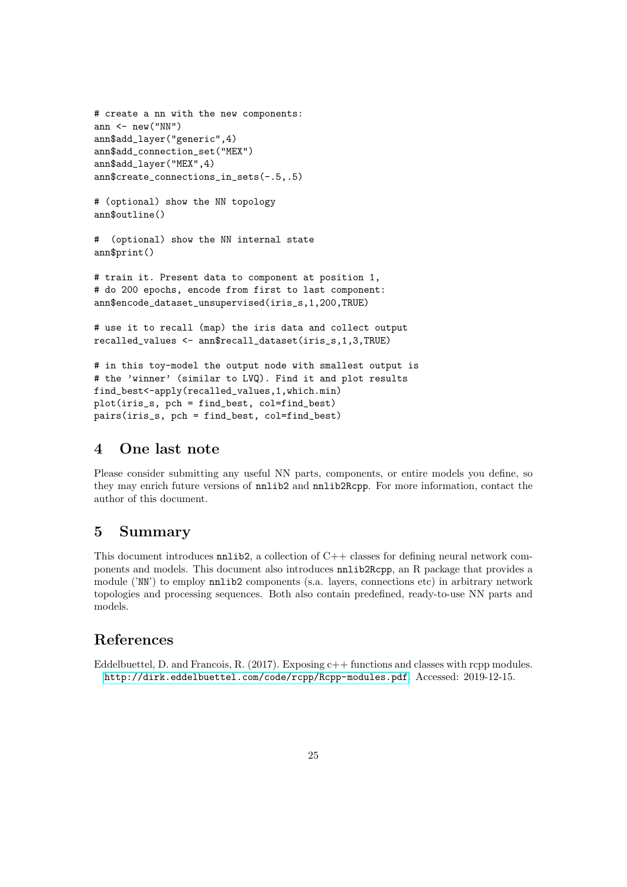```
# create a nn with the new components:
ann <- new("NN")
ann$add_layer("generic",4)
ann$add_connection_set("MEX")
ann$add_layer("MEX",4)
ann$create_connections_in_sets(-.5,.5)

# (optional) show the NN topology
ann$outline()

#  (optional) show the NN internal state
ann$print()

# train it. Present data to component at position 1,
# do 200 epochs, encode from first to last component:
ann$encode_dataset_unsupervised(iris_s,1,200,TRUE)

# use it to recall (map) the iris data and collect output
recalled_values <- ann$recall_dataset(iris_s,1,3,TRUE)

# in this toy-model the output node with smallest output is
# the 'winner' (similar to LVQ). Find it and plot results
find_best<-apply(recalled_values,1,which.min)
plot(iris_s, pch = find_best, col=find_best)
pairs(iris_s, pch = find_best, col=find_best)
```

## 4 One last note

Please consider submitting any useful NN parts, components, or entire models you define, so they may enrich future versions of `nnlib2` and `nnlib2Rcpp`. For more information, contact the author of this document.

## 5 Summary

This document introduces `nnlib2`, a collection of C++ classes for defining neural network components and models. This document also introduces `nnlib2Rcpp`, an R package that provides a module ('NN') to employ `nnlib2` components (s.a. layers, connections etc) in arbitrary network topologies and processing sequences. Both also contain predefined, ready-to-use NN parts and models.

## References

Eddelbuettel, D. and Francois, R. (2017). Exposing c++ functions and classes with rcpp modules. http://dirk.eddelbuettel.com/code/rcpp/Rcpp-modules.pdf. Accessed: 2019-12-15.